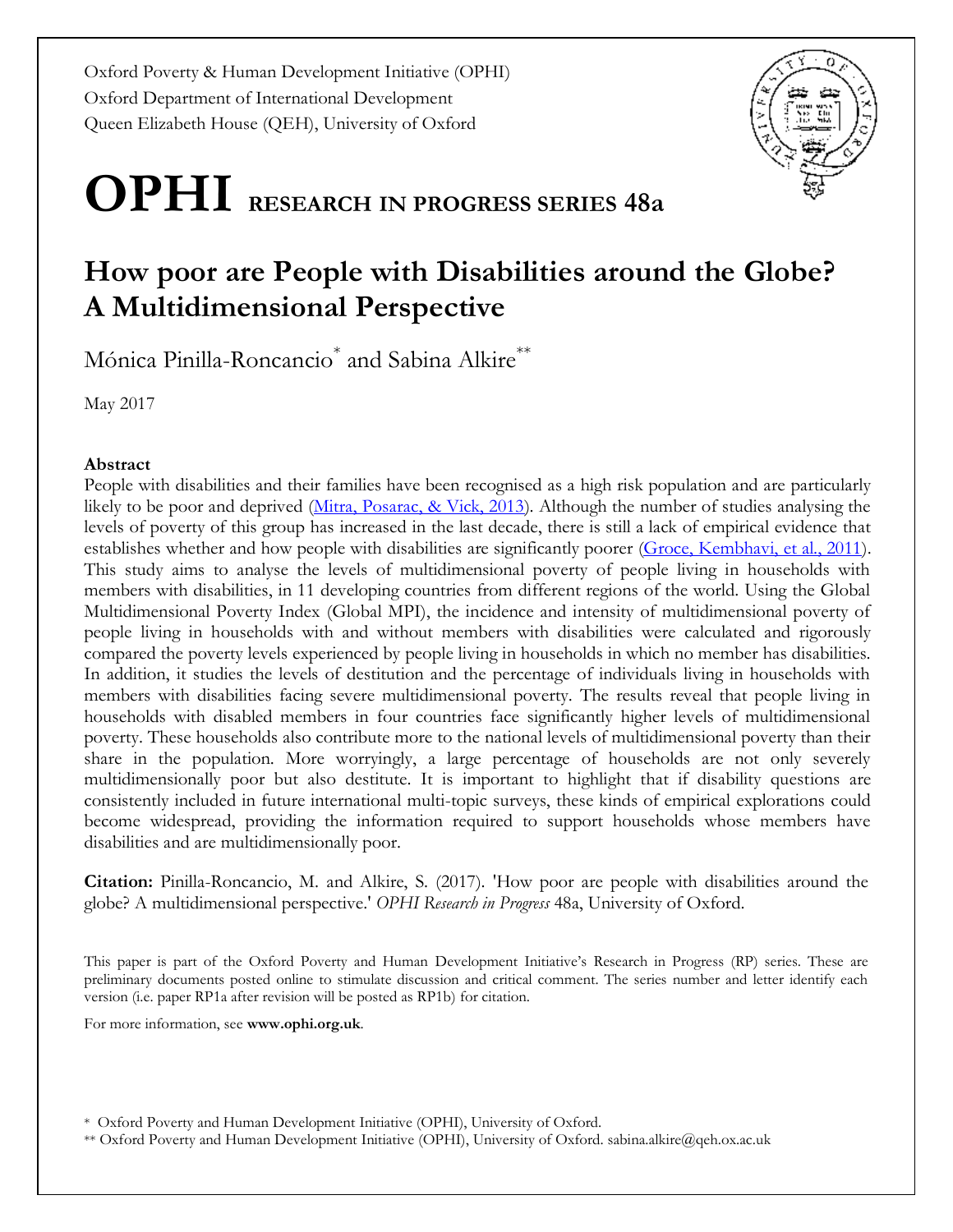Oxford Poverty & Human Development Initiative (OPHI)
Oxford Department of International Development
Queen Elizabeth House (QEH), University of Oxford

# OPHI RESEARCH IN PROGRESS SERIES 48a

## How poor are People with Disabilities around the Globe? A Multidimensional Perspective

Mónica Pinilla-Roncancio* and Sabina Alkire**

May 2017

### Abstract

People with disabilities and their families have been recognised as a high risk population and are particularly likely to be poor and deprived (Mitra, Posarac, & Vick, 2013). Although the number of studies analysing the levels of poverty of this group has increased in the last decade, there is still a lack of empirical evidence that establishes whether and how people with disabilities are significantly poorer (Groce, Kembhavi, et al., 2011). This study aims to analyse the levels of multidimensional poverty of people living in households with members with disabilities, in 11 developing countries from different regions of the world. Using the Global Multidimensional Poverty Index (Global MPI), the incidence and intensity of multidimensional poverty of people living in households with and without members with disabilities were calculated and rigorously compared the poverty levels experienced by people living in households in which no member has disabilities. In addition, it studies the levels of destitution and the percentage of individuals living in households with members with disabilities facing severe multidimensional poverty. The results reveal that people living in households with disabled members in four countries face significantly higher levels of multidimensional poverty. These households also contribute more to the national levels of multidimensional poverty than their share in the population. More worryingly, a large percentage of households are not only severely multidimensionally poor but also destitute. It is important to highlight that if disability questions are consistently included in future international multi-topic surveys, these kinds of empirical explorations could become widespread, providing the information required to support households whose members have disabilities and are multidimensionally poor.

**Citation:** Pinilla-Roncancio, M. and Alkire, S. (2017). 'How poor are people with disabilities around the globe? A multidimensional perspective.' *OPHI Research in Progress* 48a, University of Oxford.

This paper is part of the Oxford Poverty and Human Development Initiative's Research in Progress (RP) series. These are preliminary documents posted online to stimulate discussion and critical comment. The series number and letter identify each version (i.e. paper RP1a after revision will be posted as RP1b) for citation.

For more information, see **www.ophi.org.uk**.

\* Oxford Poverty and Human Development Initiative (OPHI), University of Oxford.

\** Oxford Poverty and Human Development Initiative (OPHI), University of Oxford. sabina.alkire@qeh.ox.ac.uk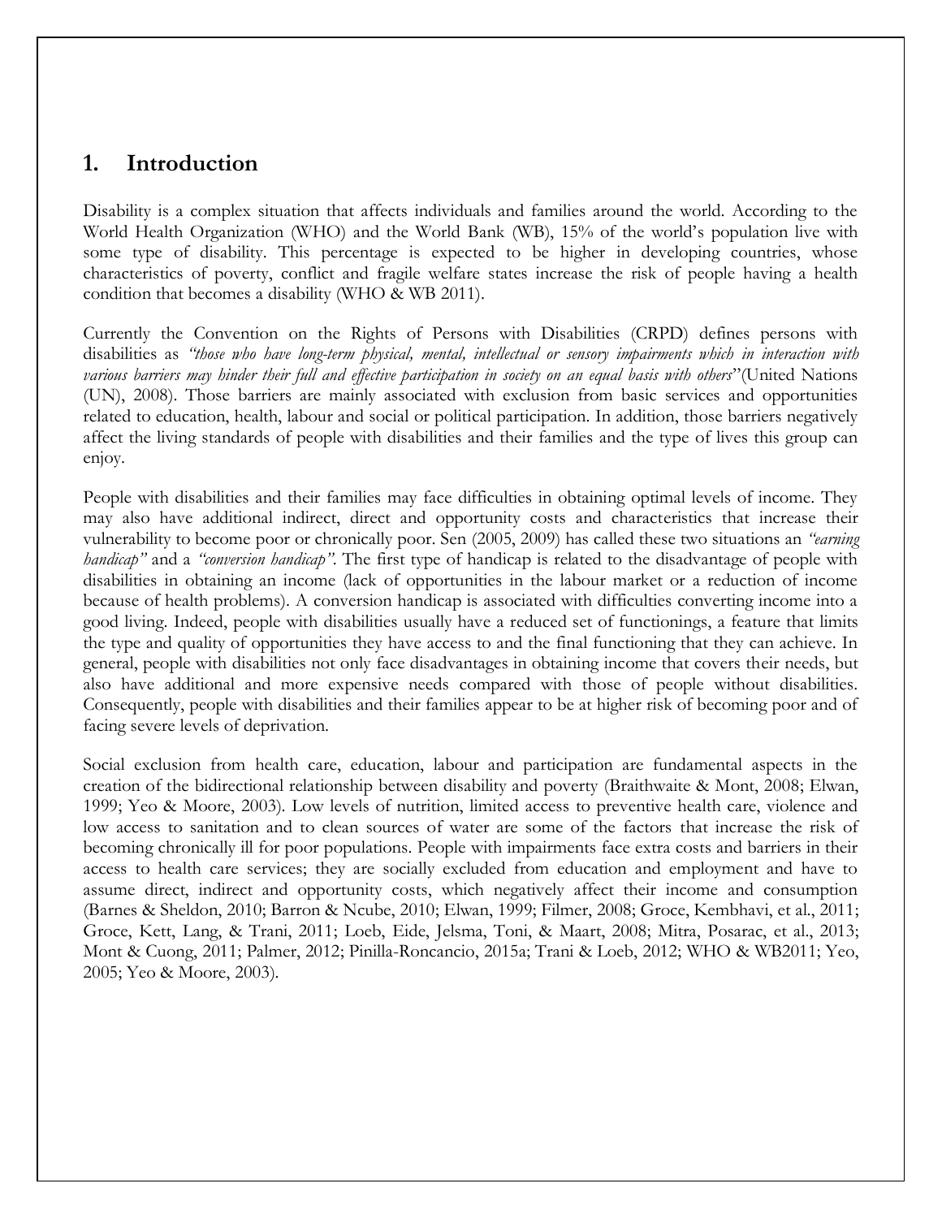# 1. Introduction

Disability is a complex situation that affects individuals and families around the world. According to the World Health Organization (WHO) and the World Bank (WB), 15% of the world's population live with some type of disability. This percentage is expected to be higher in developing countries, whose characteristics of poverty, conflict and fragile welfare states increase the risk of people having a health condition that becomes a disability (WHO & WB 2011).

Currently the Convention on the Rights of Persons with Disabilities (CRPD) defines persons with disabilities as *"those who have long-term physical, mental, intellectual or sensory impairments which in interaction with various barriers may hinder their full and effective participation in society on an equal basis with others*"(United Nations (UN), 2008). Those barriers are mainly associated with exclusion from basic services and opportunities related to education, health, labour and social or political participation. In addition, those barriers negatively affect the living standards of people with disabilities and their families and the type of lives this group can enjoy.

People with disabilities and their families may face difficulties in obtaining optimal levels of income. They may also have additional indirect, direct and opportunity costs and characteristics that increase their vulnerability to become poor or chronically poor. Sen (2005, 2009) has called these two situations an *"earning handicap"* and a *"conversion handicap"*. The first type of handicap is related to the disadvantage of people with disabilities in obtaining an income (lack of opportunities in the labour market or a reduction of income because of health problems). A conversion handicap is associated with difficulties converting income into a good living. Indeed, people with disabilities usually have a reduced set of functionings, a feature that limits the type and quality of opportunities they have access to and the final functioning that they can achieve. In general, people with disabilities not only face disadvantages in obtaining income that covers their needs, but also have additional and more expensive needs compared with those of people without disabilities. Consequently, people with disabilities and their families appear to be at higher risk of becoming poor and of facing severe levels of deprivation.

Social exclusion from health care, education, labour and participation are fundamental aspects in the creation of the bidirectional relationship between disability and poverty (Braithwaite & Mont, 2008; Elwan, 1999; Yeo & Moore, 2003). Low levels of nutrition, limited access to preventive health care, violence and low access to sanitation and to clean sources of water are some of the factors that increase the risk of becoming chronically ill for poor populations. People with impairments face extra costs and barriers in their access to health care services; they are socially excluded from education and employment and have to assume direct, indirect and opportunity costs, which negatively affect their income and consumption (Barnes & Sheldon, 2010; Barron & Ncube, 2010; Elwan, 1999; Filmer, 2008; Groce, Kembhavi, et al., 2011; Groce, Kett, Lang, & Trani, 2011; Loeb, Eide, Jelsma, Toni, & Maart, 2008; Mitra, Posarac, et al., 2013; Mont & Cuong, 2011; Palmer, 2012; Pinilla-Roncancio, 2015a; Trani & Loeb, 2012; WHO & WB2011; Yeo, 2005; Yeo & Moore, 2003).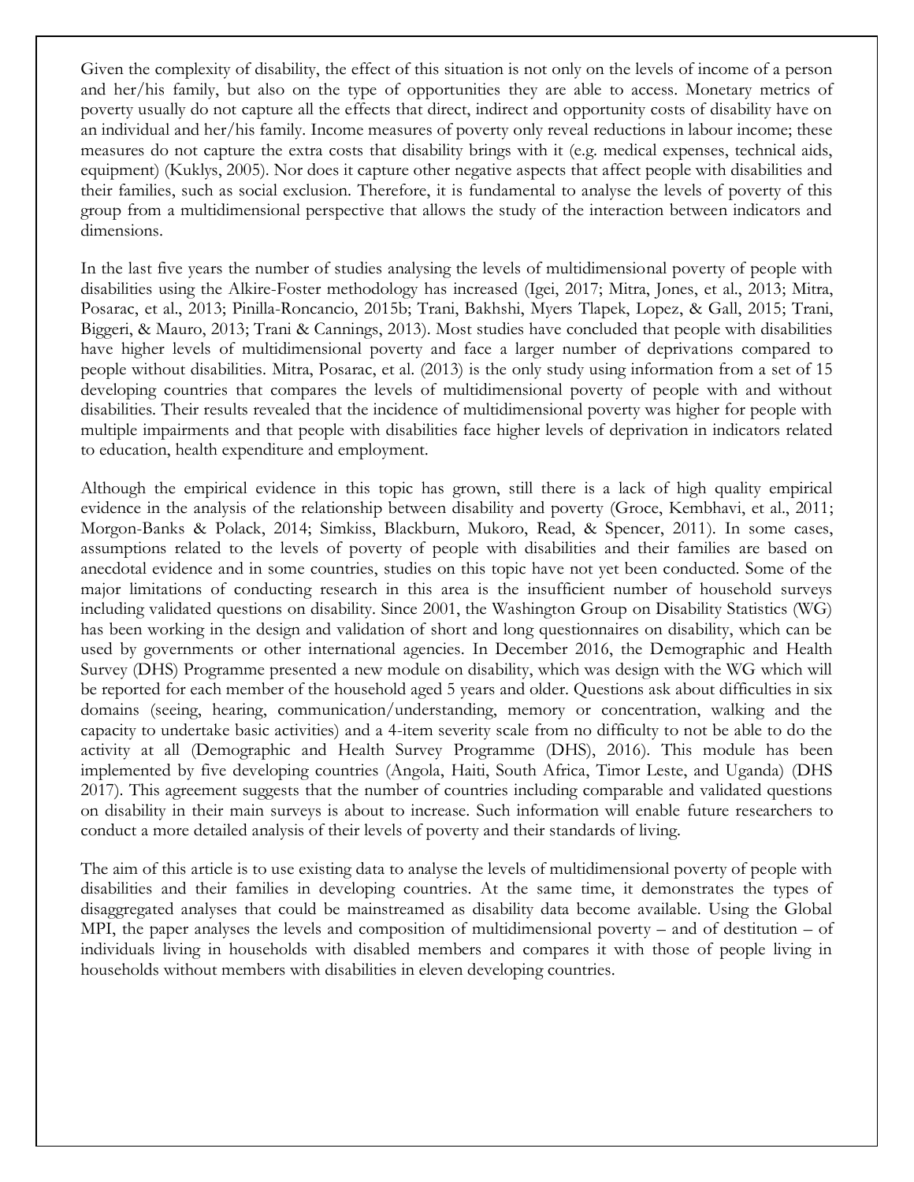Given the complexity of disability, the effect of this situation is not only on the levels of income of a person and her/his family, but also on the type of opportunities they are able to access. Monetary metrics of poverty usually do not capture all the effects that direct, indirect and opportunity costs of disability have on an individual and her/his family. Income measures of poverty only reveal reductions in labour income; these measures do not capture the extra costs that disability brings with it (e.g. medical expenses, technical aids, equipment) (Kuklys, 2005). Nor does it capture other negative aspects that affect people with disabilities and their families, such as social exclusion. Therefore, it is fundamental to analyse the levels of poverty of this group from a multidimensional perspective that allows the study of the interaction between indicators and dimensions.

In the last five years the number of studies analysing the levels of multidimensional poverty of people with disabilities using the Alkire-Foster methodology has increased (Igei, 2017; Mitra, Jones, et al., 2013; Mitra, Posarac, et al., 2013; Pinilla-Roncancio, 2015b; Trani, Bakhshi, Myers Tlapek, Lopez, & Gall, 2015; Trani, Biggeri, & Mauro, 2013; Trani & Cannings, 2013). Most studies have concluded that people with disabilities have higher levels of multidimensional poverty and face a larger number of deprivations compared to people without disabilities. Mitra, Posarac, et al. (2013) is the only study using information from a set of 15 developing countries that compares the levels of multidimensional poverty of people with and without disabilities. Their results revealed that the incidence of multidimensional poverty was higher for people with multiple impairments and that people with disabilities face higher levels of deprivation in indicators related to education, health expenditure and employment.

Although the empirical evidence in this topic has grown, still there is a lack of high quality empirical evidence in the analysis of the relationship between disability and poverty (Groce, Kembhavi, et al., 2011; Morgon-Banks & Polack, 2014; Simkiss, Blackburn, Mukoro, Read, & Spencer, 2011). In some cases, assumptions related to the levels of poverty of people with disabilities and their families are based on anecdotal evidence and in some countries, studies on this topic have not yet been conducted. Some of the major limitations of conducting research in this area is the insufficient number of household surveys including validated questions on disability. Since 2001, the Washington Group on Disability Statistics (WG) has been working in the design and validation of short and long questionnaires on disability, which can be used by governments or other international agencies. In December 2016, the Demographic and Health Survey (DHS) Programme presented a new module on disability, which was design with the WG which will be reported for each member of the household aged 5 years and older. Questions ask about difficulties in six domains (seeing, hearing, communication/understanding, memory or concentration, walking and the capacity to undertake basic activities) and a 4-item severity scale from no difficulty to not be able to do the activity at all (Demographic and Health Survey Programme (DHS), 2016). This module has been implemented by five developing countries (Angola, Haiti, South Africa, Timor Leste, and Uganda) (DHS 2017). This agreement suggests that the number of countries including comparable and validated questions on disability in their main surveys is about to increase. Such information will enable future researchers to conduct a more detailed analysis of their levels of poverty and their standards of living.

The aim of this article is to use existing data to analyse the levels of multidimensional poverty of people with disabilities and their families in developing countries. At the same time, it demonstrates the types of disaggregated analyses that could be mainstreamed as disability data become available. Using the Global MPI, the paper analyses the levels and composition of multidimensional poverty – and of destitution – of individuals living in households with disabled members and compares it with those of people living in households without members with disabilities in eleven developing countries.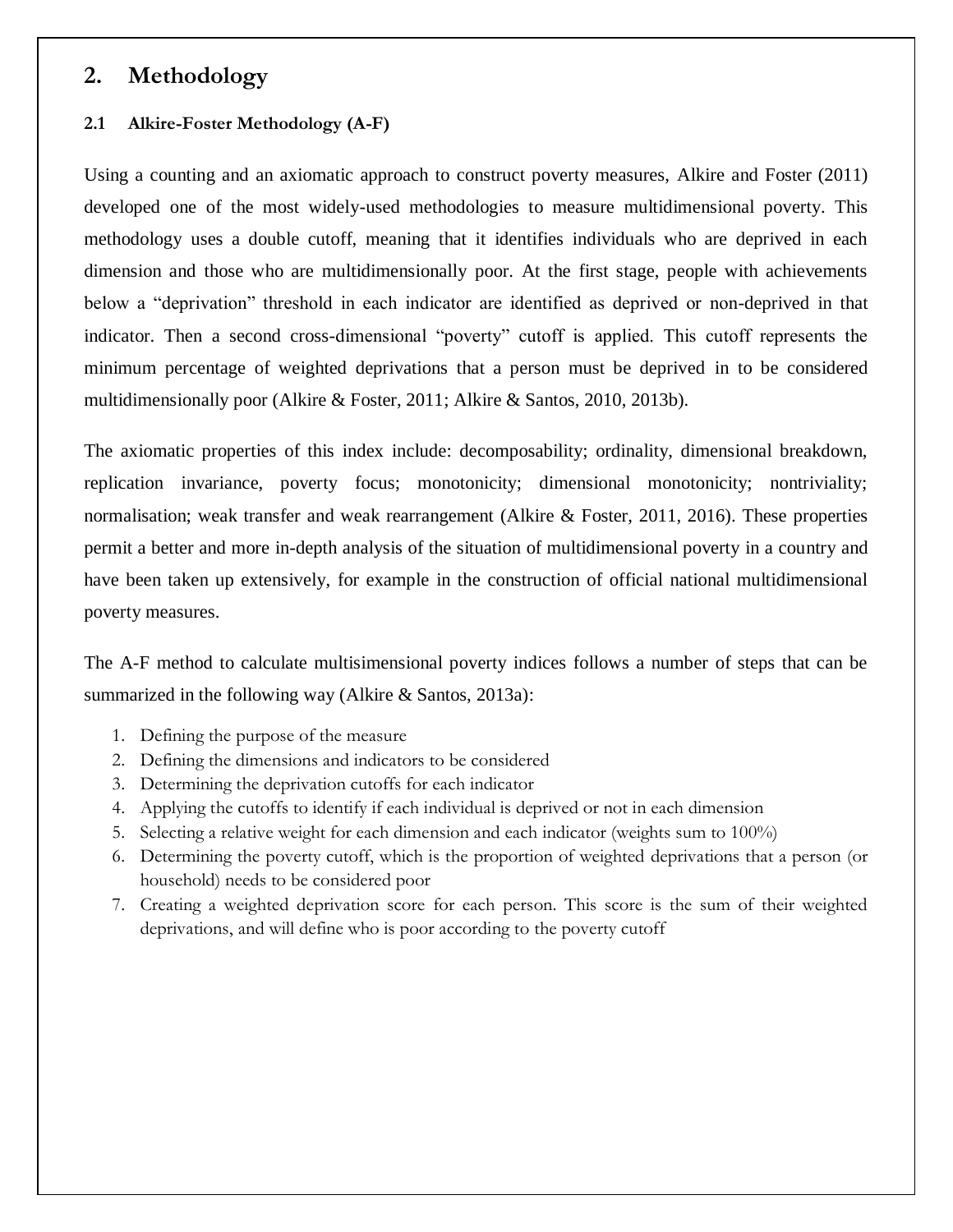## 2. Methodology

### 2.1 Alkire-Foster Methodology (A-F)

Using a counting and an axiomatic approach to construct poverty measures, Alkire and Foster (2011) developed one of the most widely-used methodologies to measure multidimensional poverty. This methodology uses a double cutoff, meaning that it identifies individuals who are deprived in each dimension and those who are multidimensionally poor. At the first stage, people with achievements below a "deprivation" threshold in each indicator are identified as deprived or non-deprived in that indicator. Then a second cross-dimensional "poverty" cutoff is applied. This cutoff represents the minimum percentage of weighted deprivations that a person must be deprived in to be considered multidimensionally poor (Alkire & Foster, 2011; Alkire & Santos, 2010, 2013b).

The axiomatic properties of this index include: decomposability; ordinality, dimensional breakdown, replication invariance, poverty focus; monotonicity; dimensional monotonicity; nontriviality; normalisation; weak transfer and weak rearrangement (Alkire & Foster, 2011, 2016). These properties permit a better and more in-depth analysis of the situation of multidimensional poverty in a country and have been taken up extensively, for example in the construction of official national multidimensional poverty measures.

The A-F method to calculate multisimensional poverty indices follows a number of steps that can be summarized in the following way (Alkire & Santos, 2013a):

1. Defining the purpose of the measure
2. Defining the dimensions and indicators to be considered
3. Determining the deprivation cutoffs for each indicator
4. Applying the cutoffs to identify if each individual is deprived or not in each dimension
5. Selecting a relative weight for each dimension and each indicator (weights sum to 100%)
6. Determining the poverty cutoff, which is the proportion of weighted deprivations that a person (or household) needs to be considered poor
7. Creating a weighted deprivation score for each person. This score is the sum of their weighted deprivations, and will define who is poor according to the poverty cutoff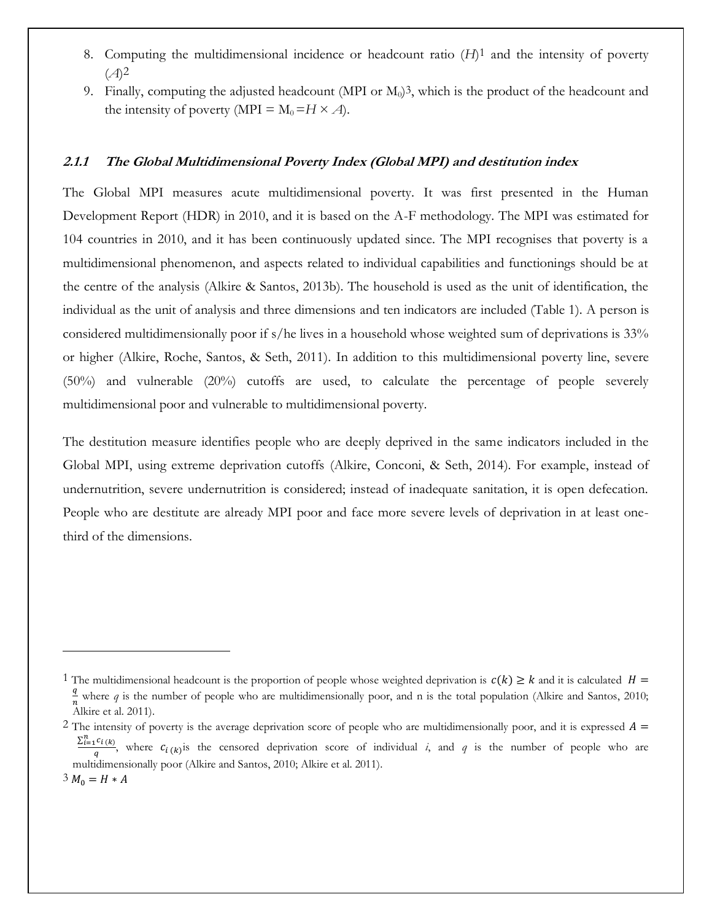8. Computing the multidimensional incidence or headcount ratio ($H$)[1] and the intensity of poverty ($A$)[2]
9. Finally, computing the adjusted headcount (MPI or $M_0$)[3], which is the product of the headcount and the intensity of poverty (MPI = $M_0 = H \times A$).

### *2.1.1 The Global Multidimensional Poverty Index (Global MPI) and destitution index*

The Global MPI measures acute multidimensional poverty. It was first presented in the Human Development Report (HDR) in 2010, and it is based on the A-F methodology. The MPI was estimated for 104 countries in 2010, and it has been continuously updated since. The MPI recognises that poverty is a multidimensional phenomenon, and aspects related to individual capabilities and functionings should be at the centre of the analysis (Alkire & Santos, 2013b). The household is used as the unit of identification, the individual as the unit of analysis and three dimensions and ten indicators are included (Table 1). A person is considered multidimensionally poor if s/he lives in a household whose weighted sum of deprivations is 33% or higher (Alkire, Roche, Santos, & Seth, 2011). In addition to this multidimensional poverty line, severe (50%) and vulnerable (20%) cutoffs are used, to calculate the percentage of people severely multidimensional poor and vulnerable to multidimensional poverty.

The destitution measure identifies people who are deeply deprived in the same indicators included in the Global MPI, using extreme deprivation cutoffs (Alkire, Conconi, & Seth, 2014). For example, instead of undernutrition, severe undernutrition is considered; instead of inadequate sanitation, it is open defecation. People who are destitute are already MPI poor and face more severe levels of deprivation in at least one-third of the dimensions.

---

[1] The multidimensional headcount is the proportion of people whose weighted deprivation is $c(k) \geq k$ and it is calculated $H = \frac{q}{n}$ where $q$ is the number of people who are multidimensionally poor, and n is the total population (Alkire and Santos, 2010; Alkire et al. 2011).

[2] The intensity of poverty is the average deprivation score of people who are multidimensionally poor, and it is expressed $A = \frac{\sum_{i=1}^{n} c_{i\,(k)}}{q}$, where $c_{i\,(k)}$ is the censored deprivation score of individual $i$, and $q$ is the number of people who are multidimensionally poor (Alkire and Santos, 2010; Alkire et al. 2011).

[3] $M_0 = H * A$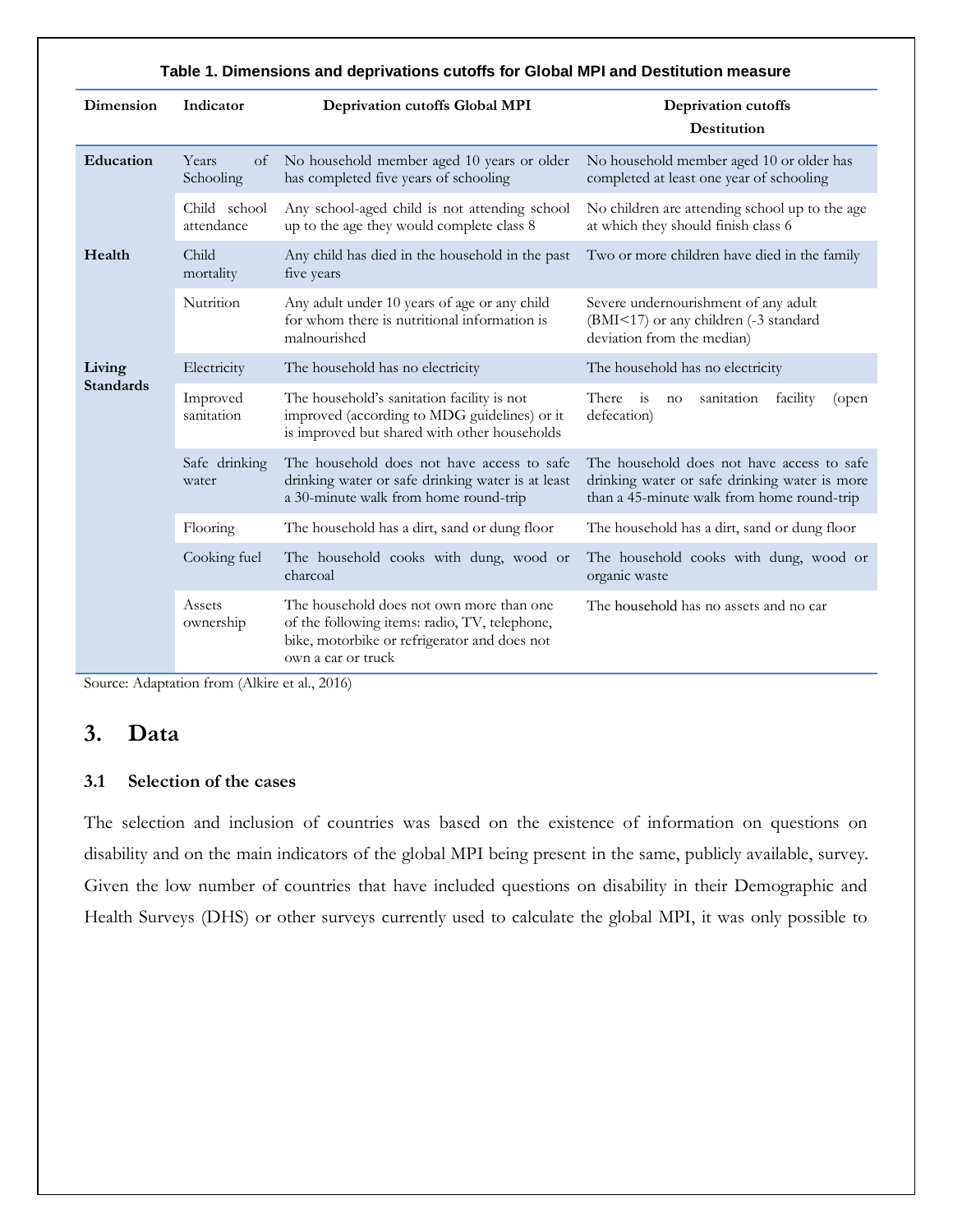**Table 1. Dimensions and deprivations cutoffs for Global MPI and Destitution measure**

| Dimension | Indicator | Deprivation cutoffs Global MPI | Deprivation cutoffs Destitution |
|---|---|---|---|
| **Education** | Years of Schooling | No household member aged 10 years or older has completed five years of schooling | No household member aged 10 or older has completed at least one year of schooling |
| | Child school attendance | Any school-aged child is not attending school up to the age they would complete class 8 | No children are attending school up to the age at which they should finish class 6 |
| **Health** | Child mortality | Any child has died in the household in the past five years | Two or more children have died in the family |
| | Nutrition | Any adult under 10 years of age or any child for whom there is nutritional information is malnourished | Severe undernourishment of any adult (BMI<17) or any children (-3 standard deviation from the median) |
| **Living Standards** | Electricity | The household has no electricity | The household has no electricity |
| | Improved sanitation | The household's sanitation facility is not improved (according to MDG guidelines) or it is improved but shared with other households | There is no sanitation facility (open defecation) |
| | Safe drinking water | The household does not have access to safe drinking water or safe drinking water is at least a 30-minute walk from home round-trip | The household does not have access to safe drinking water or safe drinking water is more than a 45-minute walk from home round-trip |
| | Flooring | The household has a dirt, sand or dung floor | The household has a dirt, sand or dung floor |
| | Cooking fuel | The household cooks with dung, wood or charcoal | The household cooks with dung, wood or organic waste |
| | Assets ownership | The household does not own more than one of the following items: radio, TV, telephone, bike, motorbike or refrigerator and does not own a car or truck | The household has no assets and no car |

Source: Adaptation from (Alkire et al., 2016)

# 3. Data

## 3.1 Selection of the cases

The selection and inclusion of countries was based on the existence of information on questions on disability and on the main indicators of the global MPI being present in the same, publicly available, survey. Given the low number of countries that have included questions on disability in their Demographic and Health Surveys (DHS) or other surveys currently used to calculate the global MPI, it was only possible to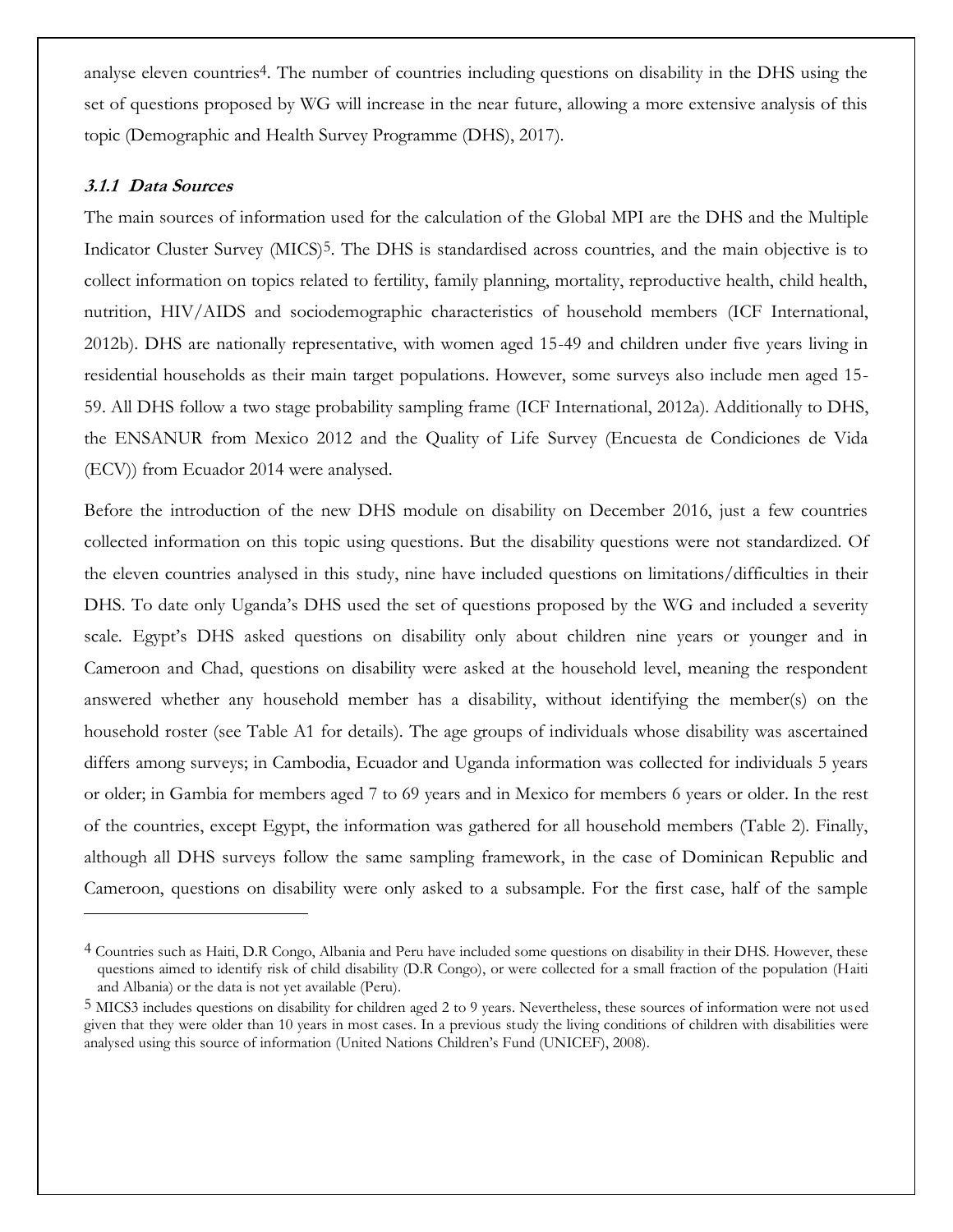analyse eleven countries[4]. The number of countries including questions on disability in the DHS using the set of questions proposed by WG will increase in the near future, allowing a more extensive analysis of this topic (Demographic and Health Survey Programme (DHS), 2017).

### *3.1.1 Data Sources*

The main sources of information used for the calculation of the Global MPI are the DHS and the Multiple Indicator Cluster Survey (MICS)[5]. The DHS is standardised across countries, and the main objective is to collect information on topics related to fertility, family planning, mortality, reproductive health, child health, nutrition, HIV/AIDS and sociodemographic characteristics of household members (ICF International, 2012b). DHS are nationally representative, with women aged 15-49 and children under five years living in residential households as their main target populations. However, some surveys also include men aged 15-59. All DHS follow a two stage probability sampling frame (ICF International, 2012a). Additionally to DHS, the ENSANUR from Mexico 2012 and the Quality of Life Survey (Encuesta de Condiciones de Vida (ECV)) from Ecuador 2014 were analysed.

Before the introduction of the new DHS module on disability on December 2016, just a few countries collected information on this topic using questions. But the disability questions were not standardized. Of the eleven countries analysed in this study, nine have included questions on limitations/difficulties in their DHS. To date only Uganda's DHS used the set of questions proposed by the WG and included a severity scale. Egypt's DHS asked questions on disability only about children nine years or younger and in Cameroon and Chad, questions on disability were asked at the household level, meaning the respondent answered whether any household member has a disability, without identifying the member(s) on the household roster (see Table A1 for details). The age groups of individuals whose disability was ascertained differs among surveys; in Cambodia, Ecuador and Uganda information was collected for individuals 5 years or older; in Gambia for members aged 7 to 69 years and in Mexico for members 6 years or older. In the rest of the countries, except Egypt, the information was gathered for all household members (Table 2). Finally, although all DHS surveys follow the same sampling framework, in the case of Dominican Republic and Cameroon, questions on disability were only asked to a subsample. For the first case, half of the sample

---

[4] Countries such as Haiti, D.R Congo, Albania and Peru have included some questions on disability in their DHS. However, these questions aimed to identify risk of child disability (D.R Congo), or were collected for a small fraction of the population (Haiti and Albania) or the data is not yet available (Peru).

[5] MICS3 includes questions on disability for children aged 2 to 9 years. Nevertheless, these sources of information were not used given that they were older than 10 years in most cases. In a previous study the living conditions of children with disabilities were analysed using this source of information (United Nations Children's Fund (UNICEF), 2008).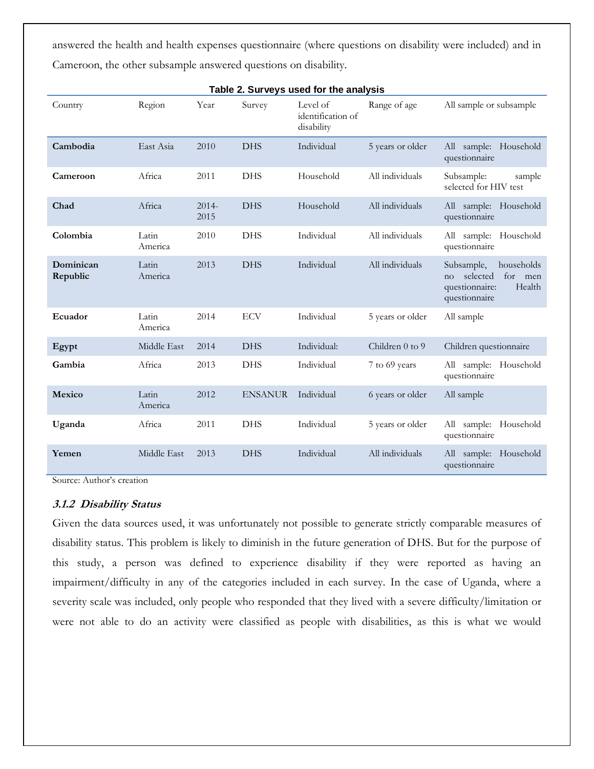answered the health and health expenses questionnaire (where questions on disability were included) and in Cameroon, the other subsample answered questions on disability.

**Table 2. Surveys used for the analysis**

| Country | Region | Year | Survey | Level of identification of disability | Range of age | All sample or subsample |
|---|---|---|---|---|---|---|
| **Cambodia** | East Asia | 2010 | DHS | Individual | 5 years or older | All sample: Household questionnaire |
| **Cameroon** | Africa | 2011 | DHS | Household | All individuals | Subsample: sample selected for HIV test |
| **Chad** | Africa | 2014-2015 | DHS | Household | All individuals | All sample: Household questionnaire |
| **Colombia** | Latin America | 2010 | DHS | Individual | All individuals | All sample: Household questionnaire |
| **Dominican Republic** | Latin America | 2013 | DHS | Individual | All individuals | Subsample, households no selected for men questionnaire: Health questionnaire |
| **Ecuador** | Latin America | 2014 | ECV | Individual | 5 years or older | All sample |
| **Egypt** | Middle East | 2014 | DHS | Individual: | Children 0 to 9 | Children questionnaire |
| **Gambia** | Africa | 2013 | DHS | Individual | 7 to 69 years | All sample: Household questionnaire |
| **Mexico** | Latin America | 2012 | ENSANUR | Individual | 6 years or older | All sample |
| **Uganda** | Africa | 2011 | DHS | Individual | 5 years or older | All sample: Household questionnaire |
| **Yemen** | Middle East | 2013 | DHS | Individual | All individuals | All sample: Household questionnaire |

Source: Author's creation

#### *3.1.2 Disability Status*

Given the data sources used, it was unfortunately not possible to generate strictly comparable measures of disability status. This problem is likely to diminish in the future generation of DHS. But for the purpose of this study, a person was defined to experience disability if they were reported as having an impairment/difficulty in any of the categories included in each survey. In the case of Uganda, where a severity scale was included, only people who responded that they lived with a severe difficulty/limitation or were not able to do an activity were classified as people with disabilities, as this is what we would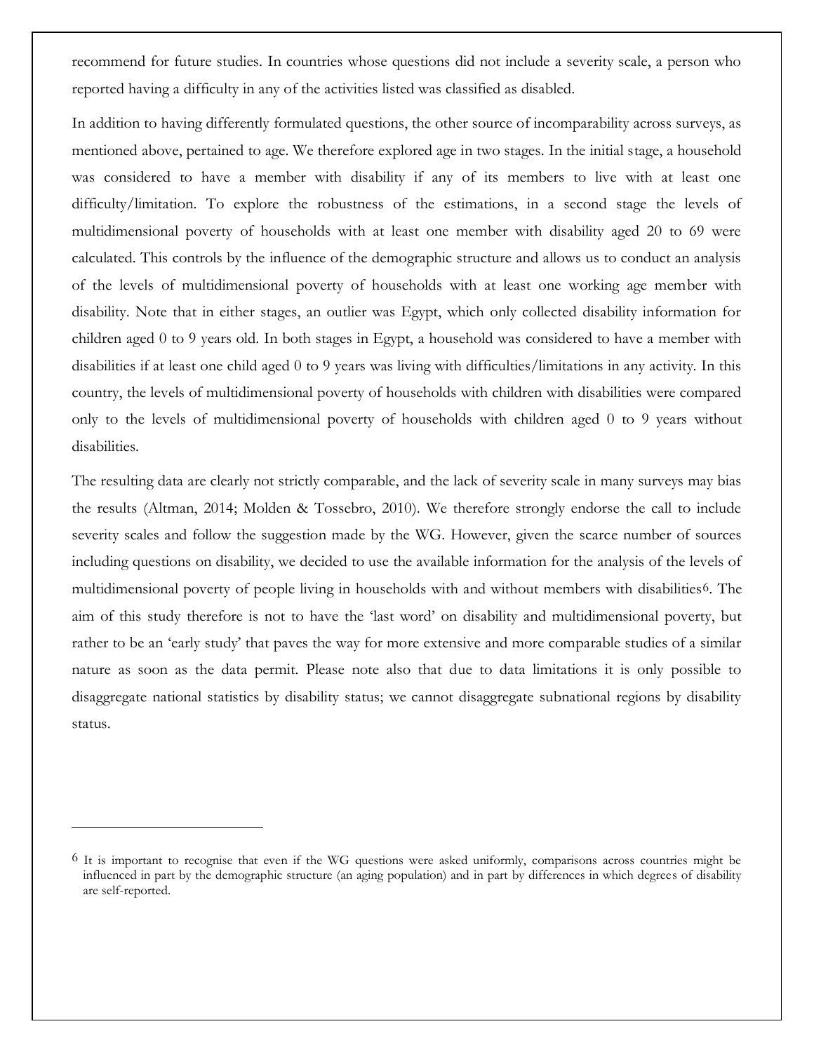recommend for future studies. In countries whose questions did not include a severity scale, a person who reported having a difficulty in any of the activities listed was classified as disabled.

In addition to having differently formulated questions, the other source of incomparability across surveys, as mentioned above, pertained to age. We therefore explored age in two stages. In the initial stage, a household was considered to have a member with disability if any of its members to live with at least one difficulty/limitation. To explore the robustness of the estimations, in a second stage the levels of multidimensional poverty of households with at least one member with disability aged 20 to 69 were calculated. This controls by the influence of the demographic structure and allows us to conduct an analysis of the levels of multidimensional poverty of households with at least one working age member with disability. Note that in either stages, an outlier was Egypt, which only collected disability information for children aged 0 to 9 years old. In both stages in Egypt, a household was considered to have a member with disabilities if at least one child aged 0 to 9 years was living with difficulties/limitations in any activity. In this country, the levels of multidimensional poverty of households with children with disabilities were compared only to the levels of multidimensional poverty of households with children aged 0 to 9 years without disabilities.

The resulting data are clearly not strictly comparable, and the lack of severity scale in many surveys may bias the results (Altman, 2014; Molden & Tossebro, 2010). We therefore strongly endorse the call to include severity scales and follow the suggestion made by the WG. However, given the scarce number of sources including questions on disability, we decided to use the available information for the analysis of the levels of multidimensional poverty of people living in households with and without members with disabilities[6]. The aim of this study therefore is not to have the 'last word' on disability and multidimensional poverty, but rather to be an 'early study' that paves the way for more extensive and more comparable studies of a similar nature as soon as the data permit. Please note also that due to data limitations it is only possible to disaggregate national statistics by disability status; we cannot disaggregate subnational regions by disability status.

---

[6] It is important to recognise that even if the WG questions were asked uniformly, comparisons across countries might be influenced in part by the demographic structure (an aging population) and in part by differences in which degrees of disability are self-reported.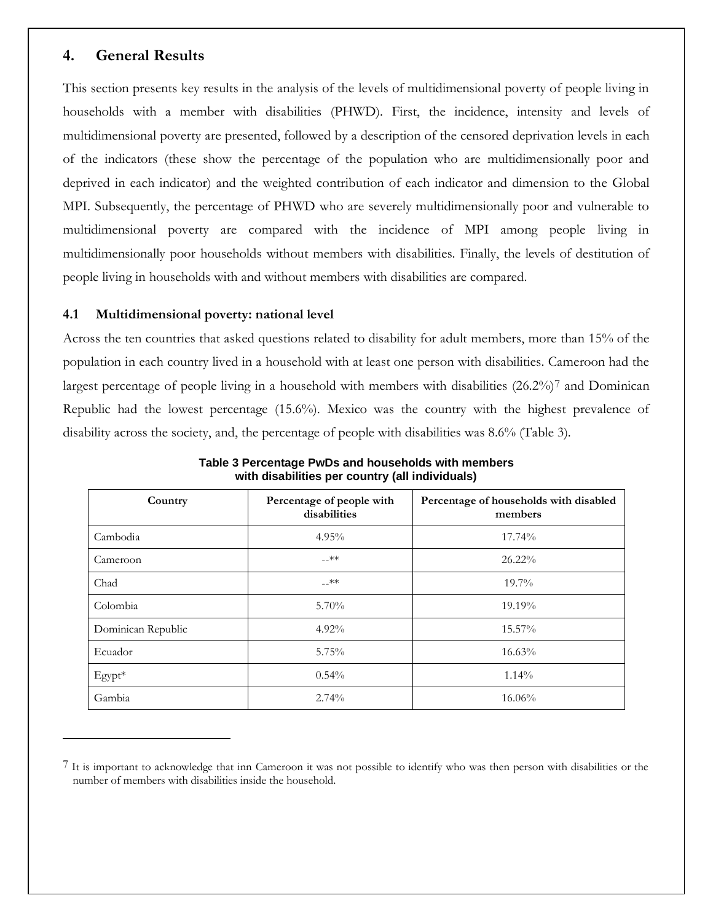## 4. General Results

This section presents key results in the analysis of the levels of multidimensional poverty of people living in households with a member with disabilities (PHWD). First, the incidence, intensity and levels of multidimensional poverty are presented, followed by a description of the censored deprivation levels in each of the indicators (these show the percentage of the population who are multidimensionally poor and deprived in each indicator) and the weighted contribution of each indicator and dimension to the Global MPI. Subsequently, the percentage of PHWD who are severely multidimensionally poor and vulnerable to multidimensional poverty are compared with the incidence of MPI among people living in multidimensionally poor households without members with disabilities. Finally, the levels of destitution of people living in households with and without members with disabilities are compared.

### 4.1 Multidimensional poverty: national level

Across the ten countries that asked questions related to disability for adult members, more than 15% of the population in each country lived in a household with at least one person with disabilities. Cameroon had the largest percentage of people living in a household with members with disabilities (26.2%)[7] and Dominican Republic had the lowest percentage (15.6%). Mexico was the country with the highest prevalence of disability across the society, and, the percentage of people with disabilities was 8.6% (Table 3).

**Table 3 Percentage PwDs and households with members with disabilities per country (all individuals)**

| Country | Percentage of people with disabilities | Percentage of households with disabled members |
|---|---|---|
| Cambodia | 4.95% | 17.74% |
| Cameroon | --** | 26.22% |
| Chad | --** | 19.7% |
| Colombia | 5.70% | 19.19% |
| Dominican Republic | 4.92% | 15.57% |
| Ecuador | 5.75% | 16.63% |
| Egypt* | 0.54% | 1.14% |
| Gambia | 2.74% | 16.06% |

[7] It is important to acknowledge that inn Cameroon it was not possible to identify who was then person with disabilities or the number of members with disabilities inside the household.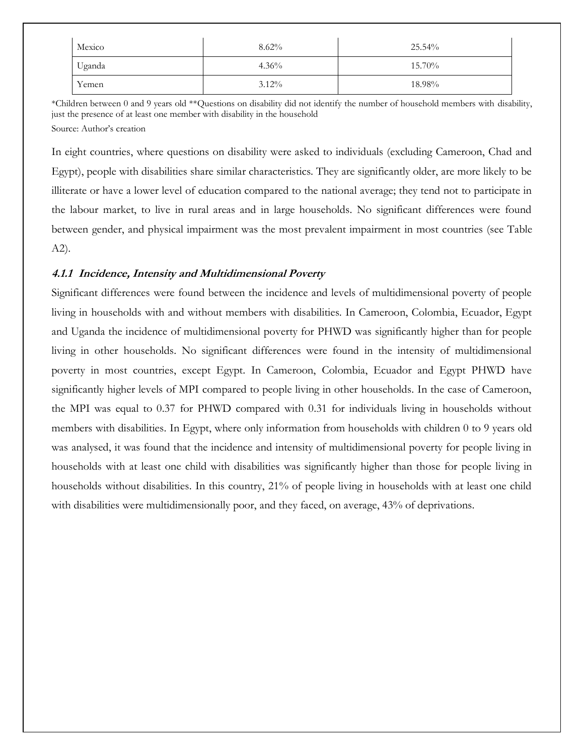| | | |
|---|---|---|
| Mexico | 8.62% | 25.54% |
| Uganda | 4.36% | 15.70% |
| Yemen | 3.12% | 18.98% |

*Children between 0 and 9 years old **Questions on disability did not identify the number of household members with disability, just the presence of at least one member with disability in the household

Source: Author's creation

In eight countries, where questions on disability were asked to individuals (excluding Cameroon, Chad and Egypt), people with disabilities share similar characteristics. They are significantly older, are more likely to be illiterate or have a lower level of education compared to the national average; they tend not to participate in the labour market, to live in rural areas and in large households. No significant differences were found between gender, and physical impairment was the most prevalent impairment in most countries (see Table A2).

#### *4.1.1 Incidence, Intensity and Multidimensional Poverty*

Significant differences were found between the incidence and levels of multidimensional poverty of people living in households with and without members with disabilities. In Cameroon, Colombia, Ecuador, Egypt and Uganda the incidence of multidimensional poverty for PHWD was significantly higher than for people living in other households. No significant differences were found in the intensity of multidimensional poverty in most countries, except Egypt. In Cameroon, Colombia, Ecuador and Egypt PHWD have significantly higher levels of MPI compared to people living in other households. In the case of Cameroon, the MPI was equal to 0.37 for PHWD compared with 0.31 for individuals living in households without members with disabilities. In Egypt, where only information from households with children 0 to 9 years old was analysed, it was found that the incidence and intensity of multidimensional poverty for people living in households with at least one child with disabilities was significantly higher than those for people living in households without disabilities. In this country, 21% of people living in households with at least one child with disabilities were multidimensionally poor, and they faced, on average, 43% of deprivations.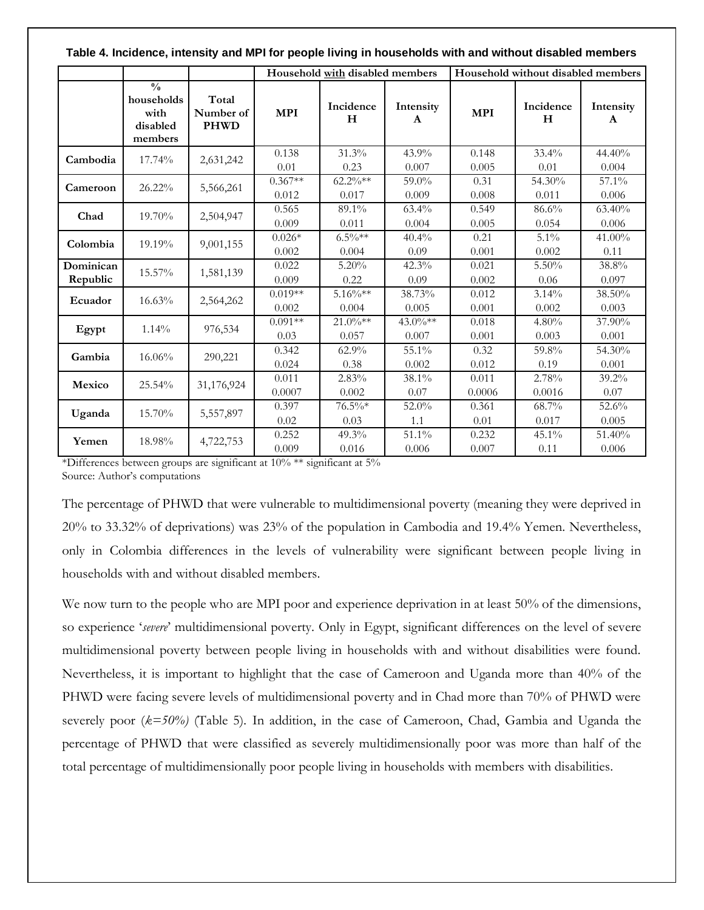**Table 4. Incidence, intensity and MPI for people living in households with and without disabled members**

| | % households with disabled members | Total Number of PHWD | Household with disabled members | | | Household without disabled members | | |
|---|---|---|---|---|---|---|---|---|
| | | | MPI | Incidence H | Intensity A | MPI | Incidence H | Intensity A |
| Cambodia | 17.74% | 2,631,242 | 0.138<br>0.01 | 31.3%<br>0.23 | 43.9%<br>0.007 | 0.148<br>0.005 | 33.4%<br>0.01 | 44.40%<br>0.004 |
| Cameroon | 26.22% | 5,566,261 | 0.367**<br>0.012 | 62.2%**<br>0.017 | 59.0%<br>0.009 | 0.31<br>0.008 | 54.30%<br>0.011 | 57.1%<br>0.006 |
| Chad | 19.70% | 2,504,947 | 0.565<br>0.009 | 89.1%<br>0.011 | 63.4%<br>0.004 | 0.549<br>0.005 | 86.6%<br>0.054 | 63.40%<br>0.006 |
| Colombia | 19.19% | 9,001,155 | 0.026*<br>0.002 | 6.5%**<br>0.004 | 40.4%<br>0.09 | 0.21<br>0.001 | 5.1%<br>0.002 | 41.00%<br>0.11 |
| Dominican Republic | 15.57% | 1,581,139 | 0.022<br>0.009 | 5.20%<br>0.22 | 42.3%<br>0.09 | 0.021<br>0.002 | 5.50%<br>0.06 | 38.8%<br>0.097 |
| Ecuador | 16.63% | 2,564,262 | 0.019**<br>0.002 | 5.16%**<br>0.004 | 38.73%<br>0.005 | 0.012<br>0.001 | 3.14%<br>0.002 | 38.50%<br>0.003 |
| Egypt | 1.14% | 976,534 | 0.091**<br>0.03 | 21.0%**<br>0.057 | 43.0%**<br>0.007 | 0.018<br>0.001 | 4.80%<br>0.003 | 37.90%<br>0.001 |
| Gambia | 16.06% | 290,221 | 0.342<br>0.024 | 62.9%<br>0.38 | 55.1%<br>0.002 | 0.32<br>0.012 | 59.8%<br>0.19 | 54.30%<br>0.001 |
| Mexico | 25.54% | 31,176,924 | 0.011<br>0.0007 | 2.83%<br>0.002 | 38.1%<br>0.07 | 0.011<br>0.0006 | 2.78%<br>0.0016 | 39.2%<br>0.07 |
| Uganda | 15.70% | 5,557,897 | 0.397<br>0.02 | 76.5%*<br>0.03 | 52.0%<br>1.1 | 0.361<br>0.01 | 68.7%<br>0.017 | 52.6%<br>0.005 |
| Yemen | 18.98% | 4,722,753 | 0.252<br>0.009 | 49.3%<br>0.016 | 51.1%<br>0.006 | 0.232<br>0.007 | 45.1%<br>0.11 | 51.40%<br>0.006 |

*Differences between groups are significant at 10% ** significant at 5%
Source: Author's computations

The percentage of PHWD that were vulnerable to multidimensional poverty (meaning they were deprived in 20% to 33.32% of deprivations) was 23% of the population in Cambodia and 19.4% Yemen. Nevertheless, only in Colombia differences in the levels of vulnerability were significant between people living in households with and without disabled members.

We now turn to the people who are MPI poor and experience deprivation in at least 50% of the dimensions, so experience '*severe*' multidimensional poverty. Only in Egypt, significant differences on the level of severe multidimensional poverty between people living in households with and without disabilities were found. Nevertheless, it is important to highlight that the case of Cameroon and Uganda more than 40% of the PHWD were facing severe levels of multidimensional poverty and in Chad more than 70% of PHWD were severely poor (*k=50%)* (Table 5). In addition, in the case of Cameroon, Chad, Gambia and Uganda the percentage of PHWD that were classified as severely multidimensionally poor was more than half of the total percentage of multidimensionally poor people living in households with members with disabilities.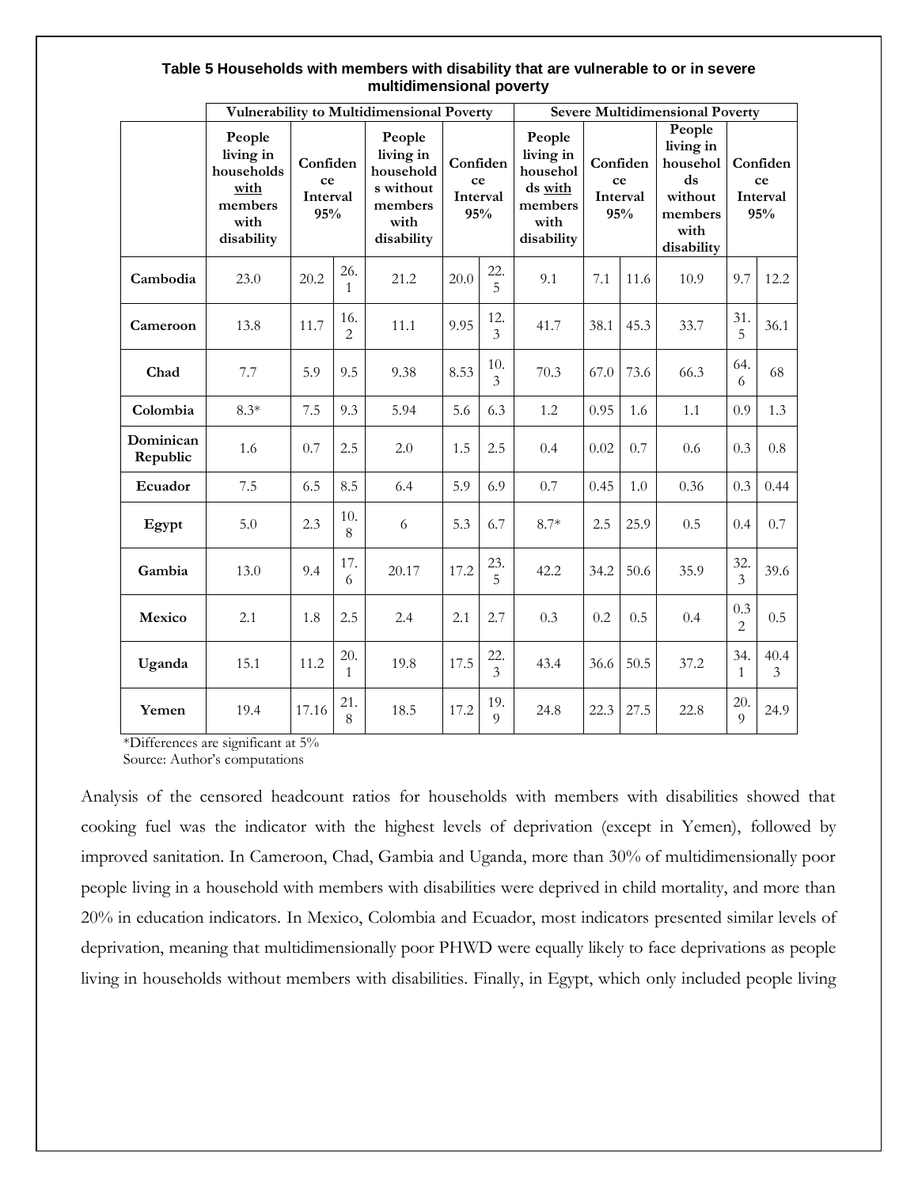**Table 5 Households with members with disability that are vulnerable to or in severe multidimensional poverty**

| | Vulnerability to Multidimensional Poverty | | | | | | Severe Multidimensional Poverty | | | | | |
|---|---|---|---|---|---|---|---|---|---|---|---|---|
| | People living in households with members with disability | Confidence Interval 95% | | People living in households without members with disability | Confidence Interval 95% | | People living in households with members with disability | Confidence Interval 95% | | People living in households without members with disability | Confidence Interval 95% | |
| **Cambodia** | 23.0 | 20.2 | 26.1 | 21.2 | 20.0 | 22.5 | 9.1 | 7.1 | 11.6 | 10.9 | 9.7 | 12.2 |
| **Cameroon** | 13.8 | 11.7 | 16.2 | 11.1 | 9.95 | 12.3 | 41.7 | 38.1 | 45.3 | 33.7 | 31.5 | 36.1 |
| **Chad** | 7.7 | 5.9 | 9.5 | 9.38 | 8.53 | 10.3 | 70.3 | 67.0 | 73.6 | 66.3 | 64.6 | 68 |
| **Colombia** | 8.3* | 7.5 | 9.3 | 5.94 | 5.6 | 6.3 | 1.2 | 0.95 | 1.6 | 1.1 | 0.9 | 1.3 |
| **Dominican Republic** | 1.6 | 0.7 | 2.5 | 2.0 | 1.5 | 2.5 | 0.4 | 0.02 | 0.7 | 0.6 | 0.3 | 0.8 |
| **Ecuador** | 7.5 | 6.5 | 8.5 | 6.4 | 5.9 | 6.9 | 0.7 | 0.45 | 1.0 | 0.36 | 0.3 | 0.44 |
| **Egypt** | 5.0 | 2.3 | 10.8 | 6 | 5.3 | 6.7 | 8.7* | 2.5 | 25.9 | 0.5 | 0.4 | 0.7 |
| **Gambia** | 13.0 | 9.4 | 17.6 | 20.17 | 17.2 | 23.5 | 42.2 | 34.2 | 50.6 | 35.9 | 32.3 | 39.6 |
| **Mexico** | 2.1 | 1.8 | 2.5 | 2.4 | 2.1 | 2.7 | 0.3 | 0.2 | 0.5 | 0.4 | 0.32 | 0.5 |
| **Uganda** | 15.1 | 11.2 | 20.1 | 19.8 | 17.5 | 22.3 | 43.4 | 36.6 | 50.5 | 37.2 | 34.1 | 40.43 |
| **Yemen** | 19.4 | 17.16 | 21.8 | 18.5 | 17.2 | 19.9 | 24.8 | 22.3 | 27.5 | 22.8 | 20.9 | 24.9 |

*Differences are significant at 5%
Source: Author's computations

Analysis of the censored headcount ratios for households with members with disabilities showed that cooking fuel was the indicator with the highest levels of deprivation (except in Yemen), followed by improved sanitation. In Cameroon, Chad, Gambia and Uganda, more than 30% of multidimensionally poor people living in a household with members with disabilities were deprived in child mortality, and more than 20% in education indicators. In Mexico, Colombia and Ecuador, most indicators presented similar levels of deprivation, meaning that multidimensionally poor PHWD were equally likely to face deprivations as people living in households without members with disabilities. Finally, in Egypt, which only included people living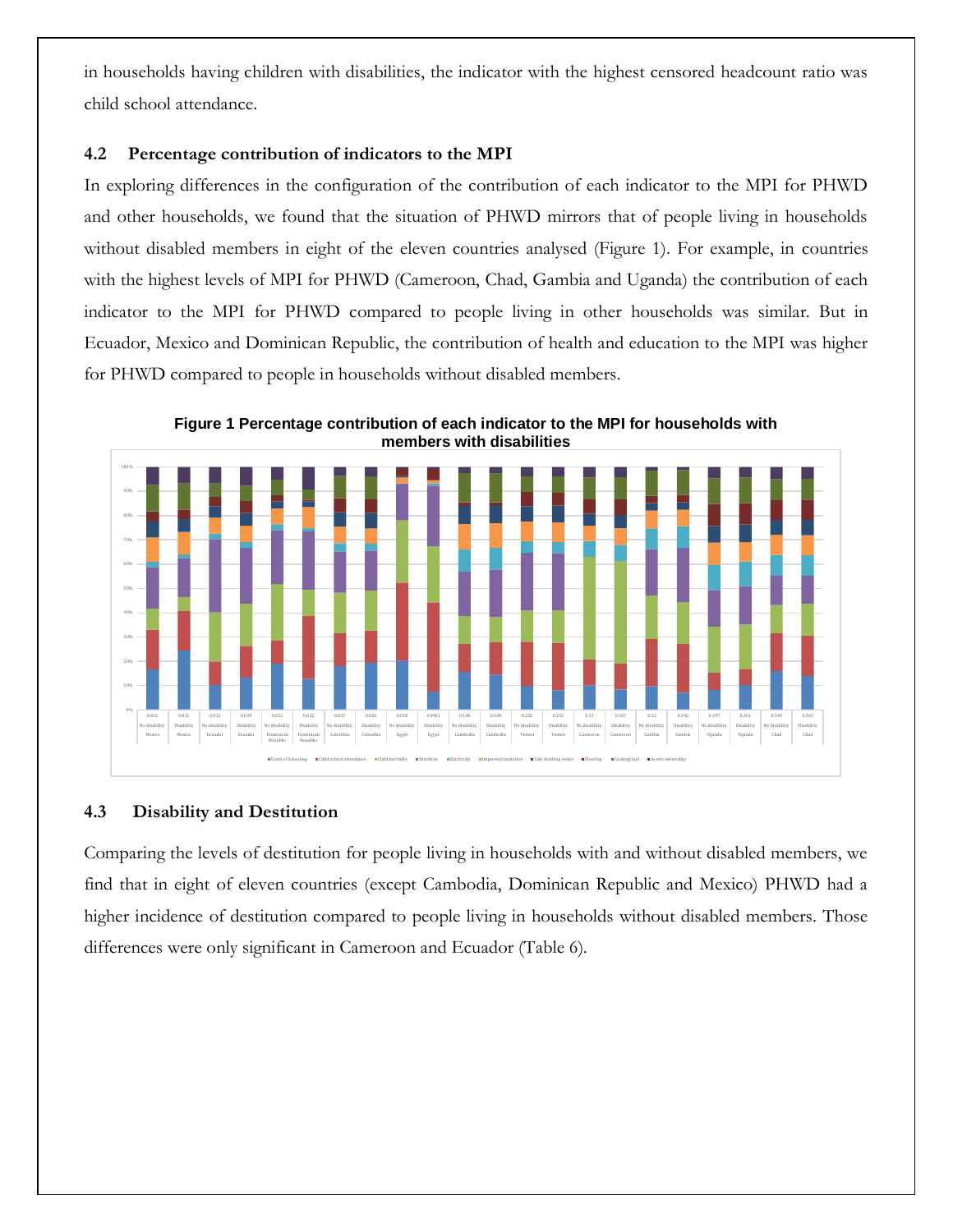in households having children with disabilities, the indicator with the highest censored headcount ratio was child school attendance.

### 4.2 Percentage contribution of indicators to the MPI

In exploring differences in the configuration of the contribution of each indicator to the MPI for PHWD and other households, we found that the situation of PHWD mirrors that of people living in households without disabled members in eight of the eleven countries analysed (Figure 1). For example, in countries with the highest levels of MPI for PHWD (Cameroon, Chad, Gambia and Uganda) the contribution of each indicator to the MPI for PHWD compared to people living in other households was similar. But in Ecuador, Mexico and Dominican Republic, the contribution of health and education to the MPI was higher for PHWD compared to people in households without disabled members.

**Figure 1 Percentage contribution of each indicator to the MPI for households with members with disabilities**

### 4.3 Disability and Destitution

Comparing the levels of destitution for people living in households with and without disabled members, we find that in eight of eleven countries (except Cambodia, Dominican Republic and Mexico) PHWD had a higher incidence of destitution compared to people living in households without disabled members. Those differences were only significant in Cameroon and Ecuador (Table 6).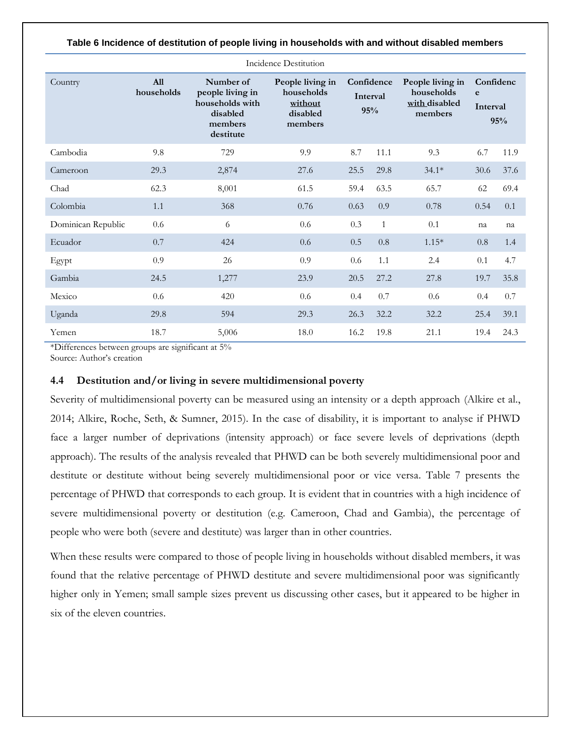**Table 6 Incidence of destitution of people living in households with and without disabled members**

| Incidence Destitution | | | | | | | | |
|---|---|---|---|---|---|---|---|---|
| Country | All households | Number of people living in households with disabled members destitute | People living in households without disabled members | Confidence Interval 95% | | People living in households with disabled members | Confidence Interval 95% | |
| Cambodia | 9.8 | 729 | 9.9 | 8.7 | 11.1 | 9.3 | 6.7 | 11.9 |
| Cameroon | 29.3 | 2,874 | 27.6 | 25.5 | 29.8 | 34.1* | 30.6 | 37.6 |
| Chad | 62.3 | 8,001 | 61.5 | 59.4 | 63.5 | 65.7 | 62 | 69.4 |
| Colombia | 1.1 | 368 | 0.76 | 0.63 | 0.9 | 0.78 | 0.54 | 0.1 |
| Dominican Republic | 0.6 | 6 | 0.6 | 0.3 | 1 | 0.1 | na | na |
| Ecuador | 0.7 | 424 | 0.6 | 0.5 | 0.8 | 1.15* | 0.8 | 1.4 |
| Egypt | 0.9 | 26 | 0.9 | 0.6 | 1.1 | 2.4 | 0.1 | 4.7 |
| Gambia | 24.5 | 1,277 | 23.9 | 20.5 | 27.2 | 27.8 | 19.7 | 35.8 |
| Mexico | 0.6 | 420 | 0.6 | 0.4 | 0.7 | 0.6 | 0.4 | 0.7 |
| Uganda | 29.8 | 594 | 29.3 | 26.3 | 32.2 | 32.2 | 25.4 | 39.1 |
| Yemen | 18.7 | 5,006 | 18.0 | 16.2 | 19.8 | 21.1 | 19.4 | 24.3 |

*Differences between groups are significant at 5%
Source: Author's creation

### 4.4 Destitution and/or living in severe multidimensional poverty

Severity of multidimensional poverty can be measured using an intensity or a depth approach (Alkire et al., 2014; Alkire, Roche, Seth, & Sumner, 2015). In the case of disability, it is important to analyse if PHWD face a larger number of deprivations (intensity approach) or face severe levels of deprivations (depth approach). The results of the analysis revealed that PHWD can be both severely multidimensional poor and destitute or destitute without being severely multidimensional poor or vice versa. Table 7 presents the percentage of PHWD that corresponds to each group. It is evident that in countries with a high incidence of severe multidimensional poverty or destitution (e.g. Cameroon, Chad and Gambia), the percentage of people who were both (severe and destitute) was larger than in other countries.

When these results were compared to those of people living in households without disabled members, it was found that the relative percentage of PHWD destitute and severe multidimensional poor was significantly higher only in Yemen; small sample sizes prevent us discussing other cases, but it appeared to be higher in six of the eleven countries.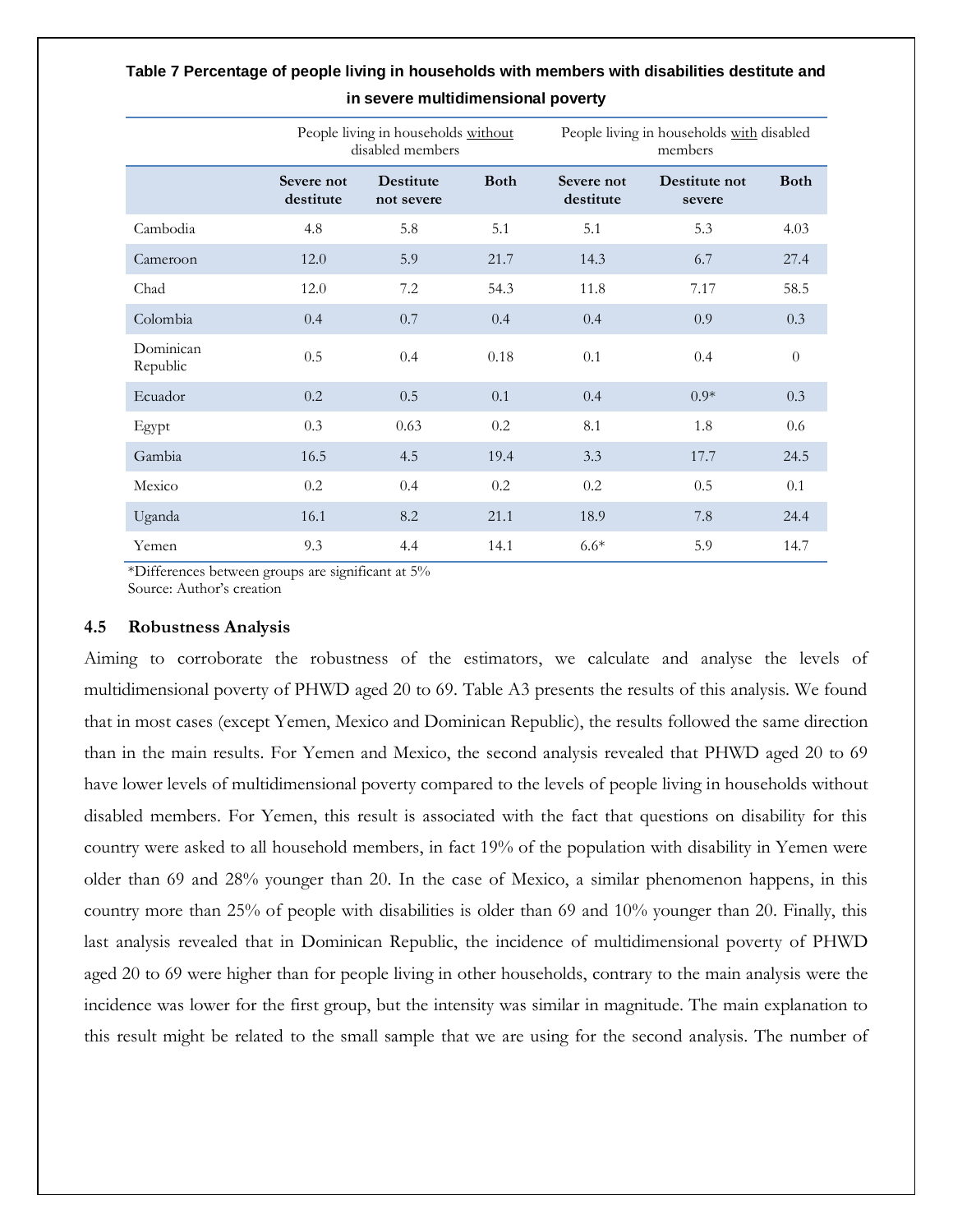**Table 7 Percentage of people living in households with members with disabilities destitute and in severe multidimensional poverty**

| | People living in households without disabled members | | | People living in households with disabled members | | |
|---|---|---|---|---|---|---|
| | **Severe not destitute** | **Destitute not severe** | **Both** | **Severe not destitute** | **Destitute not severe** | **Both** |
| Cambodia | 4.8 | 5.8 | 5.1 | 5.1 | 5.3 | 4.03 |
| Cameroon | 12.0 | 5.9 | 21.7 | 14.3 | 6.7 | 27.4 |
| Chad | 12.0 | 7.2 | 54.3 | 11.8 | 7.17 | 58.5 |
| Colombia | 0.4 | 0.7 | 0.4 | 0.4 | 0.9 | 0.3 |
| Dominican Republic | 0.5 | 0.4 | 0.18 | 0.1 | 0.4 | 0 |
| Ecuador | 0.2 | 0.5 | 0.1 | 0.4 | 0.9* | 0.3 |
| Egypt | 0.3 | 0.63 | 0.2 | 8.1 | 1.8 | 0.6 |
| Gambia | 16.5 | 4.5 | 19.4 | 3.3 | 17.7 | 24.5 |
| Mexico | 0.2 | 0.4 | 0.2 | 0.2 | 0.5 | 0.1 |
| Uganda | 16.1 | 8.2 | 21.1 | 18.9 | 7.8 | 24.4 |
| Yemen | 9.3 | 4.4 | 14.1 | 6.6* | 5.9 | 14.7 |

*Differences between groups are significant at 5%
Source: Author's creation

### 4.5 Robustness Analysis

Aiming to corroborate the robustness of the estimators, we calculate and analyse the levels of multidimensional poverty of PHWD aged 20 to 69. Table A3 presents the results of this analysis. We found that in most cases (except Yemen, Mexico and Dominican Republic), the results followed the same direction than in the main results. For Yemen and Mexico, the second analysis revealed that PHWD aged 20 to 69 have lower levels of multidimensional poverty compared to the levels of people living in households without disabled members. For Yemen, this result is associated with the fact that questions on disability for this country were asked to all household members, in fact 19% of the population with disability in Yemen were older than 69 and 28% younger than 20. In the case of Mexico, a similar phenomenon happens, in this country more than 25% of people with disabilities is older than 69 and 10% younger than 20. Finally, this last analysis revealed that in Dominican Republic, the incidence of multidimensional poverty of PHWD aged 20 to 69 were higher than for people living in other households, contrary to the main analysis were the incidence was lower for the first group, but the intensity was similar in magnitude. The main explanation to this result might be related to the small sample that we are using for the second analysis. The number of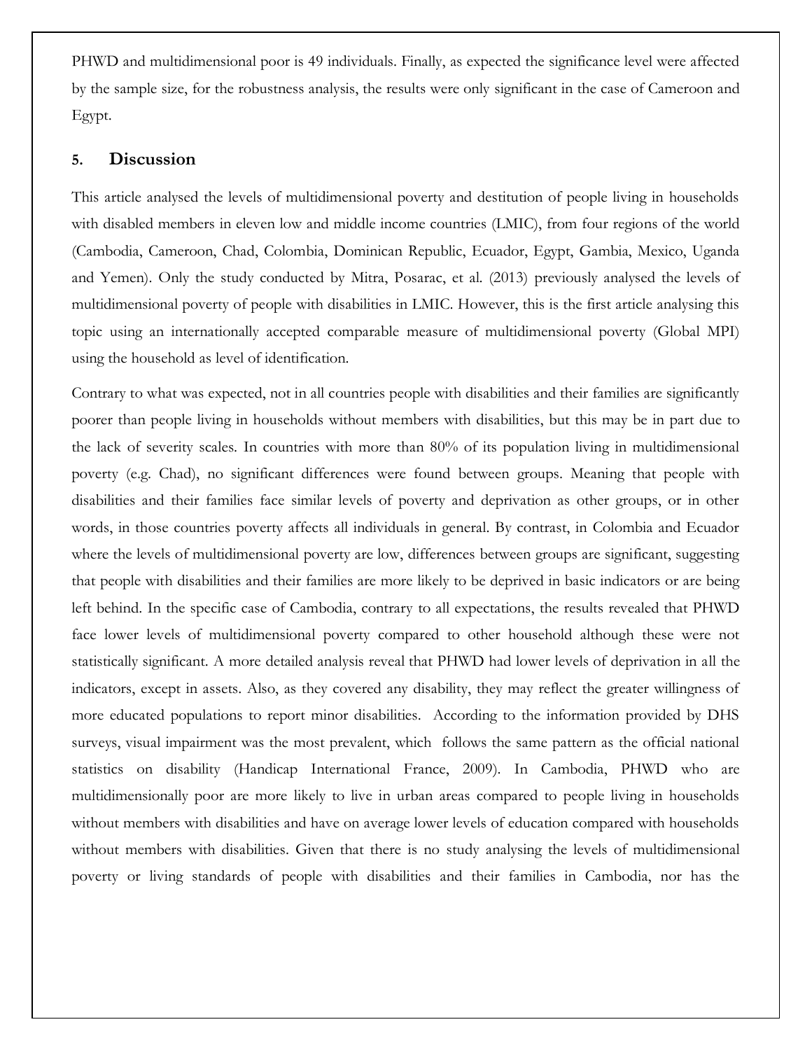PHWD and multidimensional poor is 49 individuals. Finally, as expected the significance level were affected by the sample size, for the robustness analysis, the results were only significant in the case of Cameroon and Egypt.

## 5. Discussion

This article analysed the levels of multidimensional poverty and destitution of people living in households with disabled members in eleven low and middle income countries (LMIC), from four regions of the world (Cambodia, Cameroon, Chad, Colombia, Dominican Republic, Ecuador, Egypt, Gambia, Mexico, Uganda and Yemen). Only the study conducted by Mitra, Posarac, et al. (2013) previously analysed the levels of multidimensional poverty of people with disabilities in LMIC. However, this is the first article analysing this topic using an internationally accepted comparable measure of multidimensional poverty (Global MPI) using the household as level of identification.

Contrary to what was expected, not in all countries people with disabilities and their families are significantly poorer than people living in households without members with disabilities, but this may be in part due to the lack of severity scales. In countries with more than 80% of its population living in multidimensional poverty (e.g. Chad), no significant differences were found between groups. Meaning that people with disabilities and their families face similar levels of poverty and deprivation as other groups, or in other words, in those countries poverty affects all individuals in general. By contrast, in Colombia and Ecuador where the levels of multidimensional poverty are low, differences between groups are significant, suggesting that people with disabilities and their families are more likely to be deprived in basic indicators or are being left behind. In the specific case of Cambodia, contrary to all expectations, the results revealed that PHWD face lower levels of multidimensional poverty compared to other household although these were not statistically significant. A more detailed analysis reveal that PHWD had lower levels of deprivation in all the indicators, except in assets. Also, as they covered any disability, they may reflect the greater willingness of more educated populations to report minor disabilities. According to the information provided by DHS surveys, visual impairment was the most prevalent, which follows the same pattern as the official national statistics on disability (Handicap International France, 2009). In Cambodia, PHWD who are multidimensionally poor are more likely to live in urban areas compared to people living in households without members with disabilities and have on average lower levels of education compared with households without members with disabilities. Given that there is no study analysing the levels of multidimensional poverty or living standards of people with disabilities and their families in Cambodia, nor has the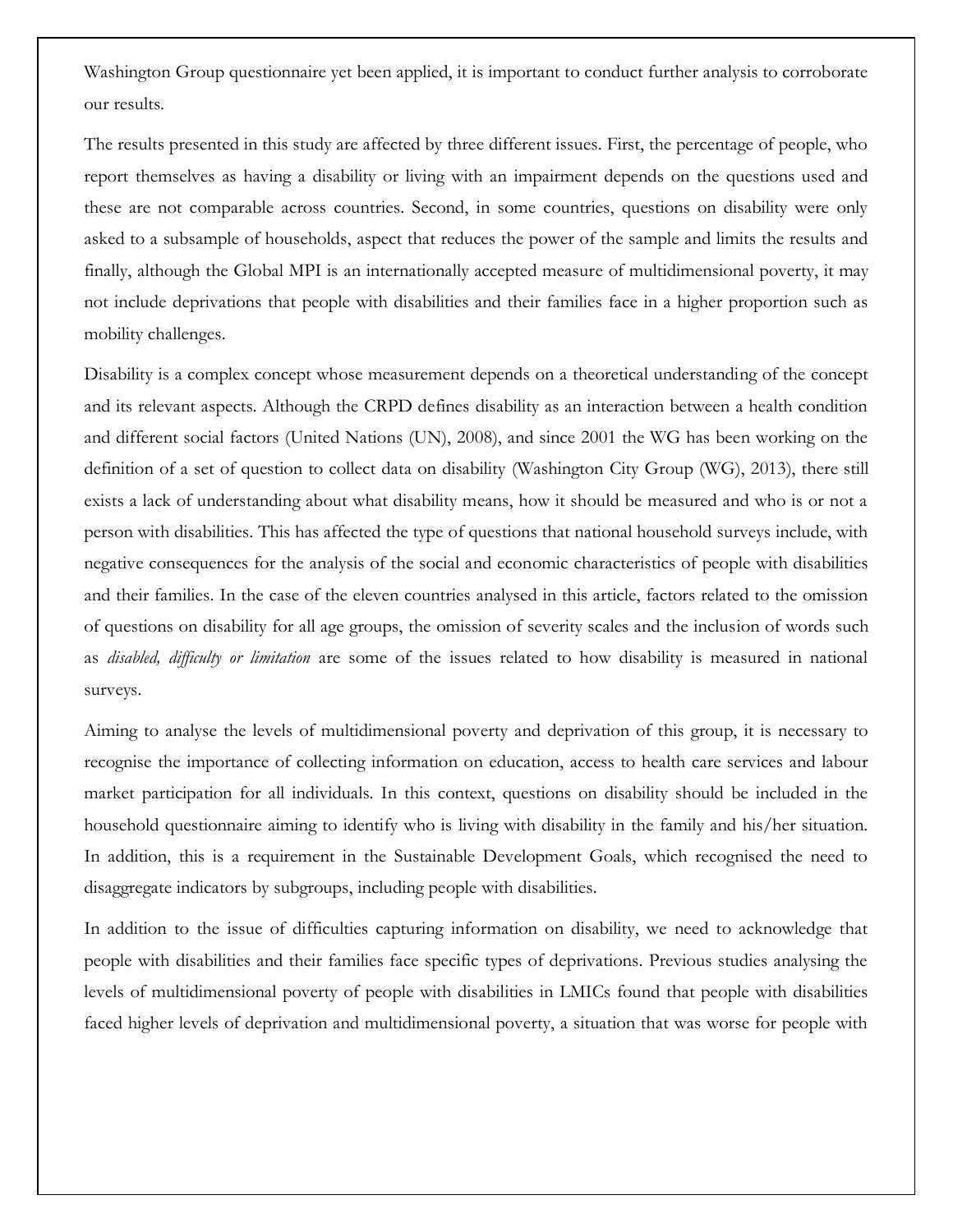Washington Group questionnaire yet been applied, it is important to conduct further analysis to corroborate our results.

The results presented in this study are affected by three different issues. First, the percentage of people, who report themselves as having a disability or living with an impairment depends on the questions used and these are not comparable across countries. Second, in some countries, questions on disability were only asked to a subsample of households, aspect that reduces the power of the sample and limits the results and finally, although the Global MPI is an internationally accepted measure of multidimensional poverty, it may not include deprivations that people with disabilities and their families face in a higher proportion such as mobility challenges.

Disability is a complex concept whose measurement depends on a theoretical understanding of the concept and its relevant aspects. Although the CRPD defines disability as an interaction between a health condition and different social factors (United Nations (UN), 2008), and since 2001 the WG has been working on the definition of a set of question to collect data on disability (Washington City Group (WG), 2013), there still exists a lack of understanding about what disability means, how it should be measured and who is or not a person with disabilities. This has affected the type of questions that national household surveys include, with negative consequences for the analysis of the social and economic characteristics of people with disabilities and their families. In the case of the eleven countries analysed in this article, factors related to the omission of questions on disability for all age groups, the omission of severity scales and the inclusion of words such as *disabled, difficulty or limitation* are some of the issues related to how disability is measured in national surveys.

Aiming to analyse the levels of multidimensional poverty and deprivation of this group, it is necessary to recognise the importance of collecting information on education, access to health care services and labour market participation for all individuals. In this context, questions on disability should be included in the household questionnaire aiming to identify who is living with disability in the family and his/her situation. In addition, this is a requirement in the Sustainable Development Goals, which recognised the need to disaggregate indicators by subgroups, including people with disabilities.

In addition to the issue of difficulties capturing information on disability, we need to acknowledge that people with disabilities and their families face specific types of deprivations. Previous studies analysing the levels of multidimensional poverty of people with disabilities in LMICs found that people with disabilities faced higher levels of deprivation and multidimensional poverty, a situation that was worse for people with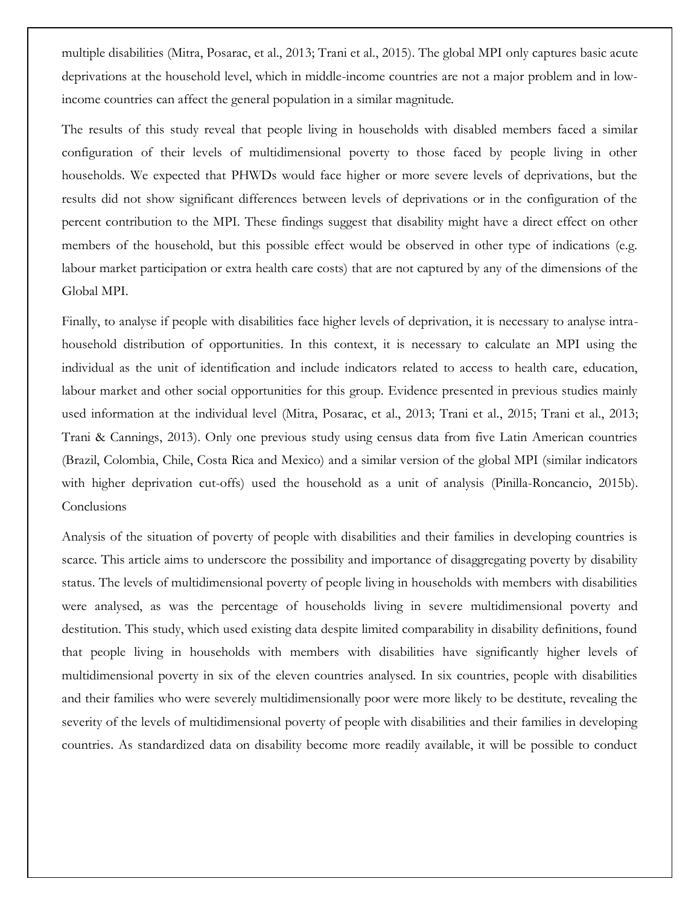multiple disabilities (Mitra, Posarac, et al., 2013; Trani et al., 2015). The global MPI only captures basic acute deprivations at the household level, which in middle-income countries are not a major problem and in low-income countries can affect the general population in a similar magnitude.

The results of this study reveal that people living in households with disabled members faced a similar configuration of their levels of multidimensional poverty to those faced by people living in other households. We expected that PHWDs would face higher or more severe levels of deprivations, but the results did not show significant differences between levels of deprivations or in the configuration of the percent contribution to the MPI. These findings suggest that disability might have a direct effect on other members of the household, but this possible effect would be observed in other type of indications (e.g. labour market participation or extra health care costs) that are not captured by any of the dimensions of the Global MPI.

Finally, to analyse if people with disabilities face higher levels of deprivation, it is necessary to analyse intra-household distribution of opportunities. In this context, it is necessary to calculate an MPI using the individual as the unit of identification and include indicators related to access to health care, education, labour market and other social opportunities for this group. Evidence presented in previous studies mainly used information at the individual level (Mitra, Posarac, et al., 2013; Trani et al., 2015; Trani et al., 2013; Trani & Cannings, 2013). Only one previous study using census data from five Latin American countries (Brazil, Colombia, Chile, Costa Rica and Mexico) and a similar version of the global MPI (similar indicators with higher deprivation cut-offs) used the household as a unit of analysis (Pinilla-Roncancio, 2015b).

## Conclusions

Analysis of the situation of poverty of people with disabilities and their families in developing countries is scarce. This article aims to underscore the possibility and importance of disaggregating poverty by disability status. The levels of multidimensional poverty of people living in households with members with disabilities were analysed, as was the percentage of households living in severe multidimensional poverty and destitution. This study, which used existing data despite limited comparability in disability definitions, found that people living in households with members with disabilities have significantly higher levels of multidimensional poverty in six of the eleven countries analysed. In six countries, people with disabilities and their families who were severely multidimensionally poor were more likely to be destitute, revealing the severity of the levels of multidimensional poverty of people with disabilities and their families in developing countries. As standardized data on disability become more readily available, it will be possible to conduct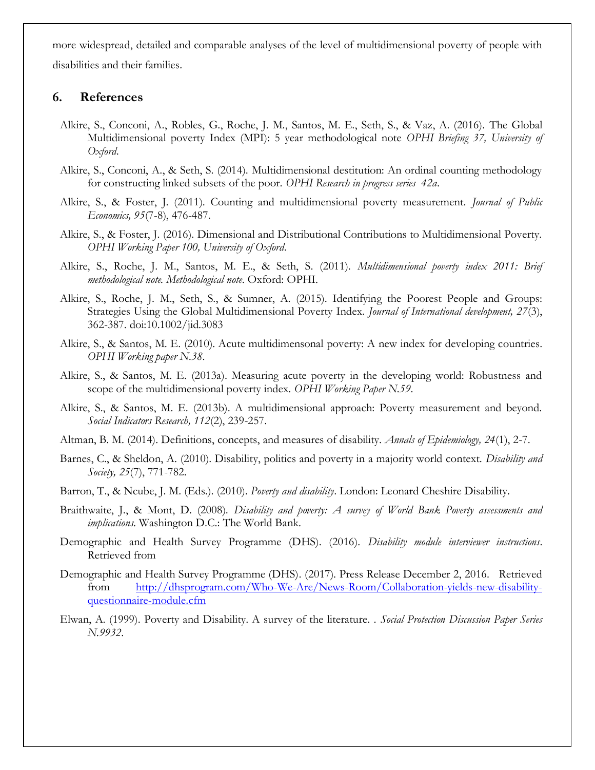more widespread, detailed and comparable analyses of the level of multidimensional poverty of people with disabilities and their families.

## 6. References

Alkire, S., Conconi, A., Robles, G., Roche, J. M., Santos, M. E., Seth, S., & Vaz, A. (2016). The Global Multidimensional poverty Index (MPI): 5 year methodological note *OPHI Briefing 37, University of Oxford*.

Alkire, S., Conconi, A., & Seth, S. (2014). Multidimensional destitution: An ordinal counting methodology for constructing linked subsets of the poor. *OPHI Research in progress series 42a*.

Alkire, S., & Foster, J. (2011). Counting and multidimensional poverty measurement. *Journal of Public Economics, 95*(7-8), 476-487.

Alkire, S., & Foster, J. (2016). Dimensional and Distributional Contributions to Multidimensional Poverty. *OPHI Working Paper 100, University of Oxford*.

Alkire, S., Roche, J. M., Santos, M. E., & Seth, S. (2011). *Multidimensional poverty index 2011: Brief methodological note. Methodological note*. Oxford: OPHI.

Alkire, S., Roche, J. M., Seth, S., & Sumner, A. (2015). Identifying the Poorest People and Groups: Strategies Using the Global Multidimensional Poverty Index. *Journal of International development, 27*(3), 362-387. doi:10.1002/jid.3083

Alkire, S., & Santos, M. E. (2010). Acute multidimensonal poverty: A new index for developing countries. *OPHI Working paper N.38*.

Alkire, S., & Santos, M. E. (2013a). Measuring acute poverty in the developing world: Robustness and scope of the multidimensional poverty index. *OPHI Working Paper N.59*.

Alkire, S., & Santos, M. E. (2013b). A multidimensional approach: Poverty measurement and beyond. *Social Indicators Research, 112*(2), 239-257.

Altman, B. M. (2014). Definitions, concepts, and measures of disability. *Annals of Epidemiology, 24*(1), 2-7.

Barnes, C., & Sheldon, A. (2010). Disability, politics and poverty in a majority world context. *Disability and Society, 25*(7), 771-782.

Barron, T., & Ncube, J. M. (Eds.). (2010). *Poverty and disability*. London: Leonard Cheshire Disability.

Braithwaite, J., & Mont, D. (2008). *Disability and poverty: A survey of World Bank Poverty assessments and implications*. Washington D.C.: The World Bank.

Demographic and Health Survey Programme (DHS). (2016). *Disability module interviewer instructions*. Retrieved from

Demographic and Health Survey Programme (DHS). (2017). Press Release December 2, 2016. Retrieved from http://dhsprogram.com/Who-We-Are/News-Room/Collaboration-yields-new-disability-questionnaire-module.cfm

Elwan, A. (1999). Poverty and Disability. A survey of the literature. . *Social Protection Discussion Paper Series N.9932*.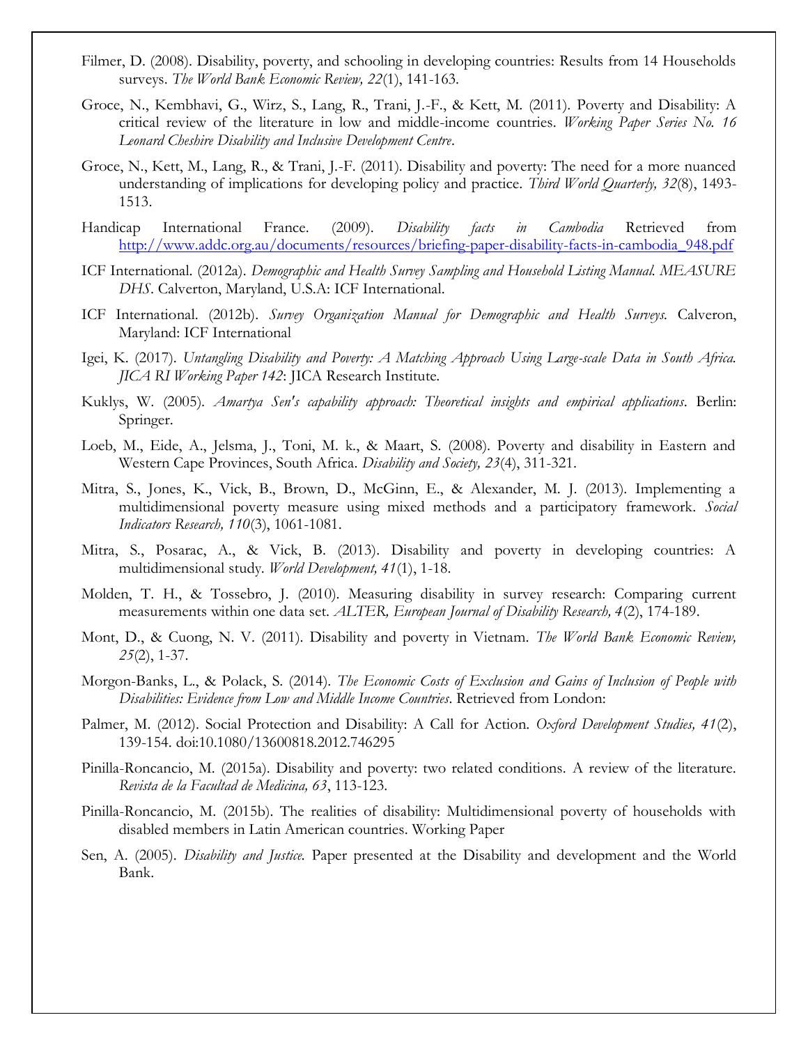Filmer, D. (2008). Disability, poverty, and schooling in developing countries: Results from 14 Households surveys. *The World Bank Economic Review, 22*(1), 141-163.

Groce, N., Kembhavi, G., Wirz, S., Lang, R., Trani, J.-F., & Kett, M. (2011). Poverty and Disability: A critical review of the literature in low and middle-income countries. *Working Paper Series No. 16 Leonard Cheshire Disability and Inclusive Development Centre*.

Groce, N., Kett, M., Lang, R., & Trani, J.-F. (2011). Disability and poverty: The need for a more nuanced understanding of implications for developing policy and practice. *Third World Quarterly, 32*(8), 1493-1513.

Handicap International France. (2009). *Disability facts in Cambodia* Retrieved from http://www.addc.org.au/documents/resources/briefing-paper-disability-facts-in-cambodia_948.pdf

ICF International. (2012a). *Demographic and Health Survey Sampling and Household Listing Manual. MEASURE DHS*. Calverton, Maryland, U.S.A: ICF International.

ICF International. (2012b). *Survey Organization Manual for Demographic and Health Surveys.* Calveron, Maryland: ICF International

Igei, K. (2017). *Untangling Disability and Poverty: A Matching Approach Using Large-scale Data in South Africa. JICA RI Working Paper 142*: JICA Research Institute.

Kuklys, W. (2005). *Amartya Sen's capability approach: Theoretical insights and empirical applications*. Berlin: Springer.

Loeb, M., Eide, A., Jelsma, J., Toni, M. k., & Maart, S. (2008). Poverty and disability in Eastern and Western Cape Provinces, South Africa. *Disability and Society, 23*(4), 311-321.

Mitra, S., Jones, K., Vick, B., Brown, D., McGinn, E., & Alexander, M. J. (2013). Implementing a multidimensional poverty measure using mixed methods and a participatory framework. *Social Indicators Research, 110*(3), 1061-1081.

Mitra, S., Posarac, A., & Vick, B. (2013). Disability and poverty in developing countries: A multidimensional study. *World Development, 41*(1), 1-18.

Molden, T. H., & Tossebro, J. (2010). Measuring disability in survey research: Comparing current measurements within one data set. *ALTER, European Journal of Disability Research, 4*(2), 174-189.

Mont, D., & Cuong, N. V. (2011). Disability and poverty in Vietnam. *The World Bank Economic Review, 25*(2), 1-37.

Morgon-Banks, L., & Polack, S. (2014). *The Economic Costs of Exclusion and Gains of Inclusion of People with Disabilities: Evidence from Low and Middle Income Countries*. Retrieved from London:

Palmer, M. (2012). Social Protection and Disability: A Call for Action. *Oxford Development Studies, 41*(2), 139-154. doi:10.1080/13600818.2012.746295

Pinilla-Roncancio, M. (2015a). Disability and poverty: two related conditions. A review of the literature. *Revista de la Facultad de Medicina, 63*, 113-123.

Pinilla-Roncancio, M. (2015b). The realities of disability: Multidimensional poverty of households with disabled members in Latin American countries. Working Paper

Sen, A. (2005). *Disability and Justice.* Paper presented at the Disability and development and the World Bank.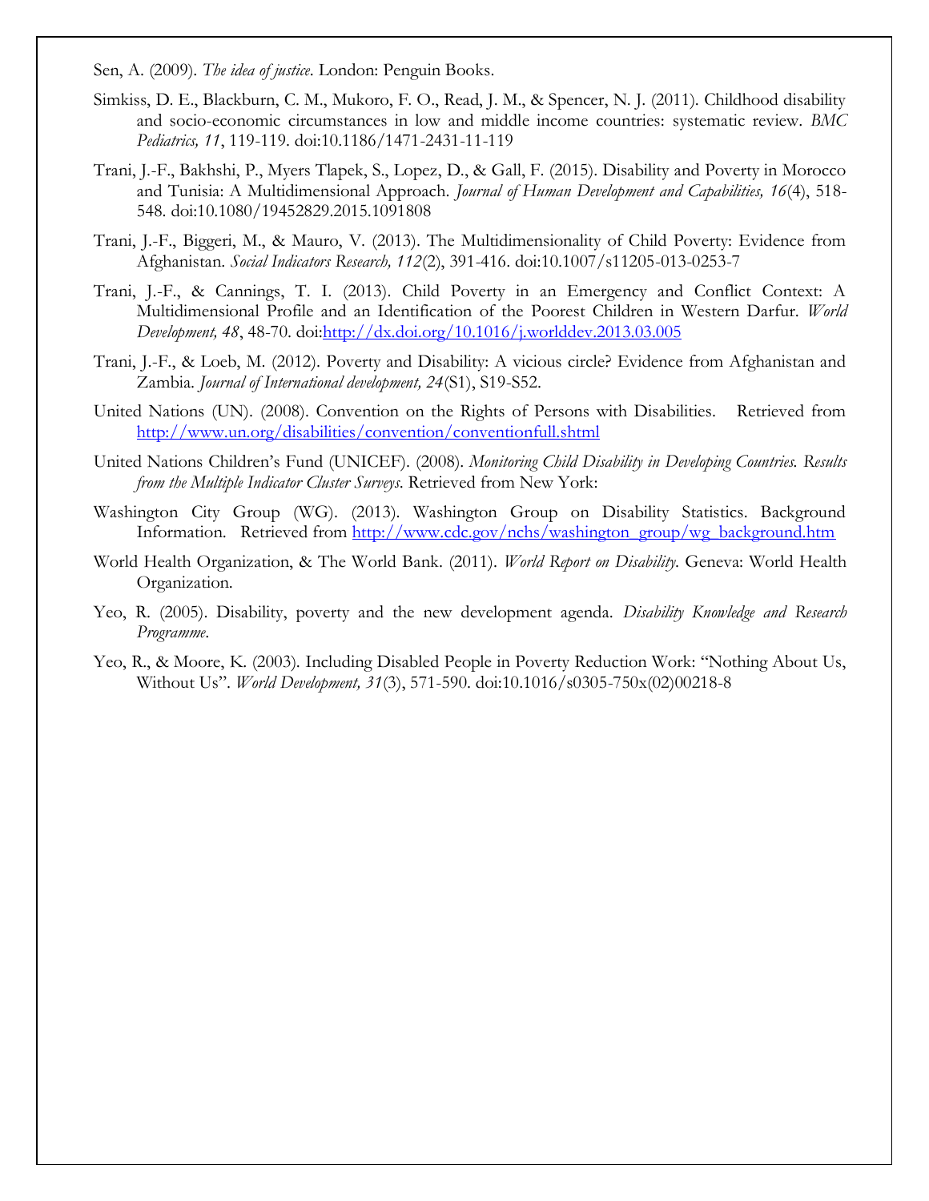Sen, A. (2009). *The idea of justice*. London: Penguin Books.

Simkiss, D. E., Blackburn, C. M., Mukoro, F. O., Read, J. M., & Spencer, N. J. (2011). Childhood disability and socio-economic circumstances in low and middle income countries: systematic review. *BMC Pediatrics, 11*, 119-119. doi:10.1186/1471-2431-11-119

Trani, J.-F., Bakhshi, P., Myers Tlapek, S., Lopez, D., & Gall, F. (2015). Disability and Poverty in Morocco and Tunisia: A Multidimensional Approach. *Journal of Human Development and Capabilities, 16*(4), 518-548. doi:10.1080/19452829.2015.1091808

Trani, J.-F., Biggeri, M., & Mauro, V. (2013). The Multidimensionality of Child Poverty: Evidence from Afghanistan. *Social Indicators Research, 112*(2), 391-416. doi:10.1007/s11205-013-0253-7

Trani, J.-F., & Cannings, T. I. (2013). Child Poverty in an Emergency and Conflict Context: A Multidimensional Profile and an Identification of the Poorest Children in Western Darfur. *World Development, 48*, 48-70. doi:http://dx.doi.org/10.1016/j.worlddev.2013.03.005

Trani, J.-F., & Loeb, M. (2012). Poverty and Disability: A vicious circle? Evidence from Afghanistan and Zambia. *Journal of International development, 24*(S1), S19-S52.

United Nations (UN). (2008). Convention on the Rights of Persons with Disabilities. Retrieved from http://www.un.org/disabilities/convention/conventionfull.shtml

United Nations Children's Fund (UNICEF). (2008). *Monitoring Child Disability in Developing Countries. Results from the Multiple Indicator Cluster Surveys*. Retrieved from New York:

Washington City Group (WG). (2013). Washington Group on Disability Statistics. Background Information. Retrieved from http://www.cdc.gov/nchs/washington_group/wg_background.htm

World Health Organization, & The World Bank. (2011). *World Report on Disability*. Geneva: World Health Organization.

Yeo, R. (2005). Disability, poverty and the new development agenda. *Disability Knowledge and Research Programme*.

Yeo, R., & Moore, K. (2003). Including Disabled People in Poverty Reduction Work: "Nothing About Us, Without Us". *World Development, 31*(3), 571-590. doi:10.1016/s0305-750x(02)00218-8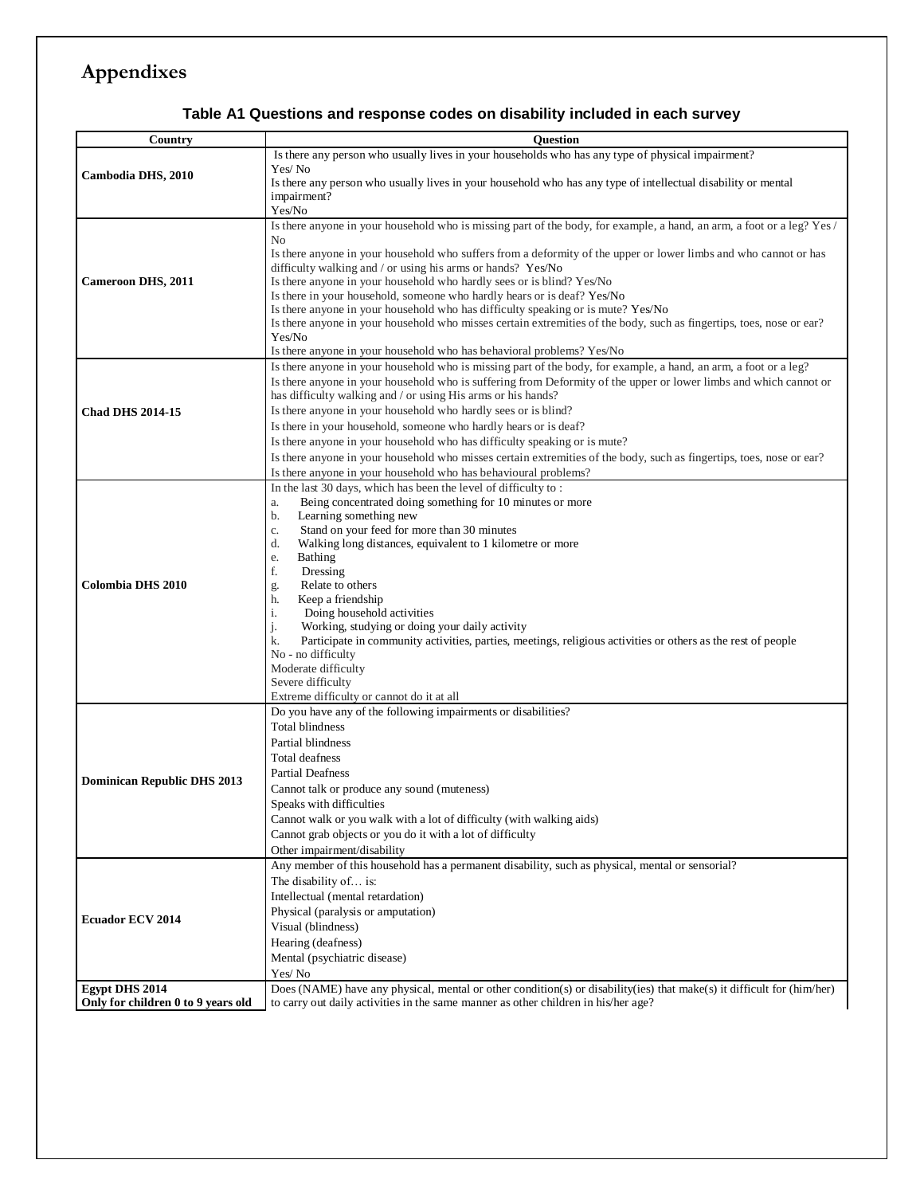# Appendixes

**Table A1 Questions and response codes on disability included in each survey**

| Country | Question |
|---|---|
| **Cambodia DHS, 2010** | Is there any person who usually lives in your households who has any type of physical impairment?<br>Yes/ No<br>Is there any person who usually lives in your household who has any type of intellectual disability or mental impairment?<br>Yes/No |
| **Cameroon DHS, 2011** | Is there anyone in your household who is missing part of the body, for example, a hand, an arm, a foot or a leg? Yes / No<br>Is there anyone in your household who suffers from a deformity of the upper or lower limbs and who cannot or has difficulty walking and / or using his arms or hands? Yes/No<br>Is there anyone in your household who hardly sees or is blind? Yes/No<br>Is there in your household, someone who hardly hears or is deaf? Yes/No<br>Is there anyone in your household who has difficulty speaking or is mute? Yes/No<br>Is there anyone in your household who misses certain extremities of the body, such as fingertips, toes, nose or ear? Yes/No<br>Is there anyone in your household who has behavioral problems? Yes/No |
| **Chad DHS 2014-15** | Is there anyone in your household who is missing part of the body, for example, a hand, an arm, a foot or a leg?<br>Is there anyone in your household who is suffering from Deformity of the upper or lower limbs and which cannot or has difficulty walking and / or using His arms or his hands?<br>Is there anyone in your household who hardly sees or is blind?<br>Is there in your household, someone who hardly hears or is deaf?<br>Is there anyone in your household who has difficulty speaking or is mute?<br>Is there anyone in your household who misses certain extremities of the body, such as fingertips, toes, nose or ear?<br>Is there anyone in your household who has behavioural problems? |
| **Colombia DHS 2010** | In the last 30 days, which has been the level of difficulty to :<br>a. Being concentrated doing something for 10 minutes or more<br>b. Learning something new<br>c. Stand on your feed for more than 30 minutes<br>d. Walking long distances, equivalent to 1 kilometre or more<br>e. Bathing<br>f. Dressing<br>g. Relate to others<br>h. Keep a friendship<br>i. Doing household activities<br>j. Working, studying or doing your daily activity<br>k. Participate in community activities, parties, meetings, religious activities or others as the rest of people<br>No - no difficulty<br>Moderate difficulty<br>Severe difficulty<br>Extreme difficulty or cannot do it at all |
| **Dominican Republic DHS 2013** | Do you have any of the following impairments or disabilities?<br>Total blindness<br>Partial blindness<br>Total deafness<br>Partial Deafness<br>Cannot talk or produce any sound (muteness)<br>Speaks with difficulties<br>Cannot walk or you walk with a lot of difficulty (with walking aids)<br>Cannot grab objects or you do it with a lot of difficulty<br>Other impairment/disability |
| **Ecuador ECV 2014** | Any member of this household has a permanent disability, such as physical, mental or sensorial?<br>The disability of… is:<br>Intellectual (mental retardation)<br>Physical (paralysis or amputation)<br>Visual (blindness)<br>Hearing (deafness)<br>Mental (psychiatric disease)<br>Yes/ No |
| **Egypt DHS 2014**<br>**Only for children 0 to 9 years old** | Does (NAME) have any physical, mental or other condition(s) or disability(ies) that make(s) it difficult for (him/her) to carry out daily activities in the same manner as other children in his/her age? |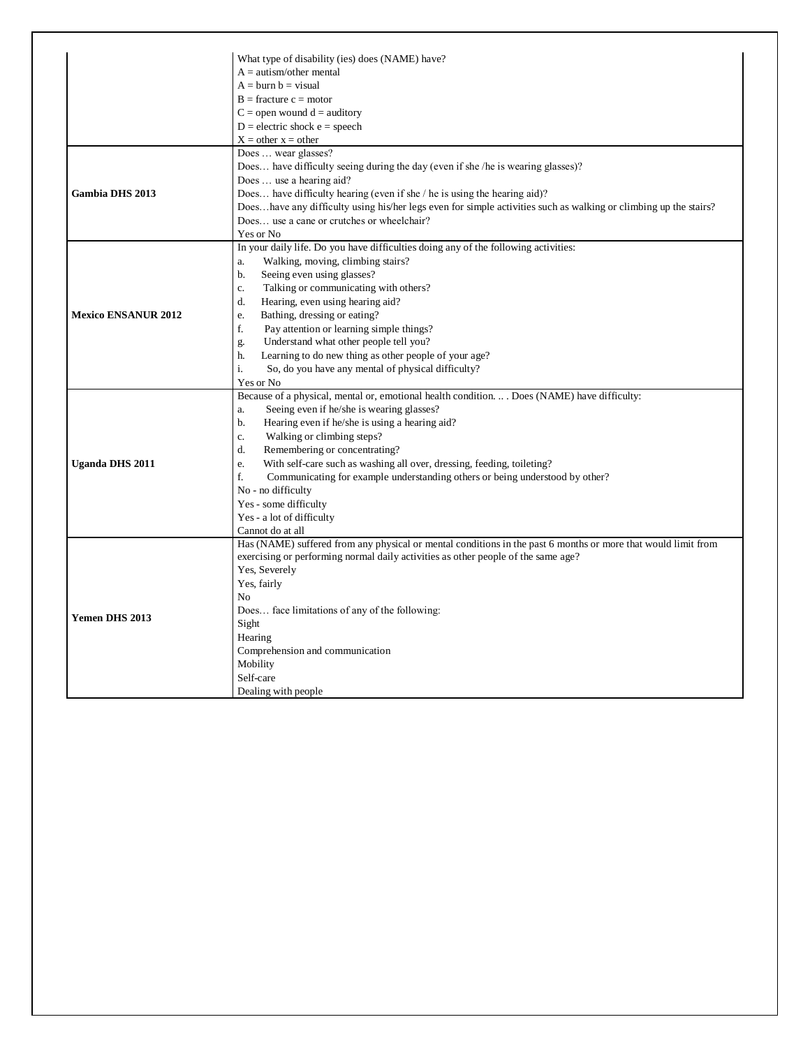| | |
|---|---|
| | What type of disability (ies) does (NAME) have?<br>A = autism/other mental<br>A = burn b = visual<br>B = fracture c = motor<br>C = open wound d = auditory<br>D = electric shock e = speech<br>X = other x = other |
| **Gambia DHS 2013** | Does … wear glasses?<br>Does… have difficulty seeing during the day (even if she /he is wearing glasses)?<br>Does … use a hearing aid?<br>Does… have difficulty hearing (even if she / he is using the hearing aid)?<br>Does…have any difficulty using his/her legs even for simple activities such as walking or climbing up the stairs?<br>Does… use a cane or crutches or wheelchair?<br>Yes or No |
| **Mexico ENSANUR 2012** | In your daily life. Do you have difficulties doing any of the following activities:<br>a. Walking, moving, climbing stairs?<br>b. Seeing even using glasses?<br>c. Talking or communicating with others?<br>d. Hearing, even using hearing aid?<br>e. Bathing, dressing or eating?<br>f. Pay attention or learning simple things?<br>g. Understand what other people tell you?<br>h. Learning to do new thing as other people of your age?<br>i. So, do you have any mental of physical difficulty?<br>Yes or No |
| **Uganda DHS 2011** | Because of a physical, mental or, emotional health condition. .. . Does (NAME) have difficulty:<br>a. Seeing even if he/she is wearing glasses?<br>b. Hearing even if he/she is using a hearing aid?<br>c. Walking or climbing steps?<br>d. Remembering or concentrating?<br>e. With self-care such as washing all over, dressing, feeding, toileting?<br>f. Communicating for example understanding others or being understood by other?<br>No - no difficulty<br>Yes - some difficulty<br>Yes - a lot of difficulty<br>Cannot do at all |
| **Yemen DHS 2013** | Has (NAME) suffered from any physical or mental conditions in the past 6 months or more that would limit from exercising or performing normal daily activities as other people of the same age?<br>Yes, Severely<br>Yes, fairly<br>No<br>Does… face limitations of any of the following:<br>Sight<br>Hearing<br>Comprehension and communication<br>Mobility<br>Self-care<br>Dealing with people |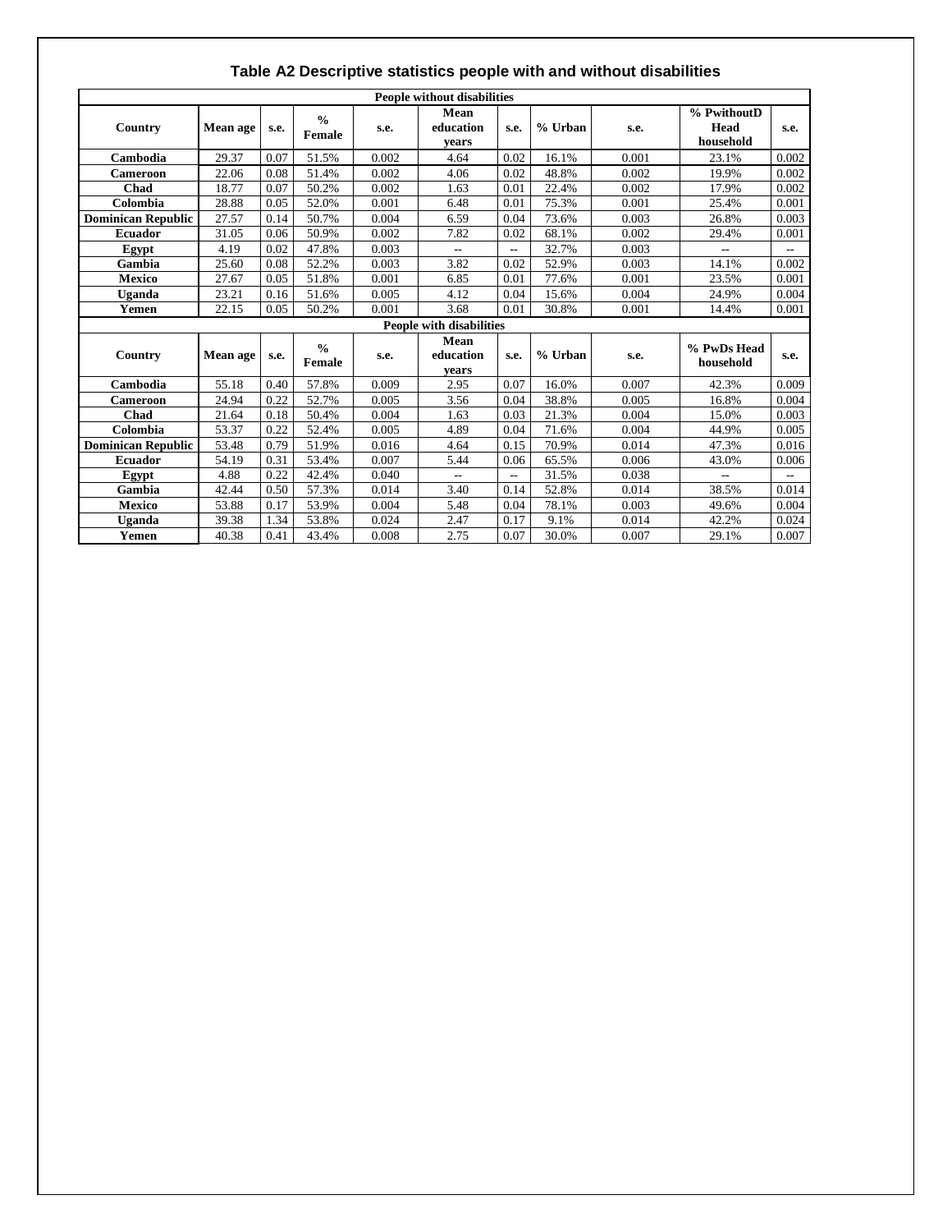### Table A2 Descriptive statistics people with and without disabilities

| People without disabilities | | | | | | | | | | |
|---|---|---|---|---|---|---|---|---|---|---|
| Country | Mean age | s.e. | % Female | s.e. | Mean education years | s.e. | % Urban | s.e. | % PwithoutD Head household | s.e. |
| Cambodia | 29.37 | 0.07 | 51.5% | 0.002 | 4.64 | 0.02 | 16.1% | 0.001 | 23.1% | 0.002 |
| Cameroon | 22.06 | 0.08 | 51.4% | 0.002 | 4.06 | 0.02 | 48.8% | 0.002 | 19.9% | 0.002 |
| Chad | 18.77 | 0.07 | 50.2% | 0.002 | 1.63 | 0.01 | 22.4% | 0.002 | 17.9% | 0.002 |
| Colombia | 28.88 | 0.05 | 52.0% | 0.001 | 6.48 | 0.01 | 75.3% | 0.001 | 25.4% | 0.001 |
| Dominican Republic | 27.57 | 0.14 | 50.7% | 0.004 | 6.59 | 0.04 | 73.6% | 0.003 | 26.8% | 0.003 |
| Ecuador | 31.05 | 0.06 | 50.9% | 0.002 | 7.82 | 0.02 | 68.1% | 0.002 | 29.4% | 0.001 |
| Egypt | 4.19 | 0.02 | 47.8% | 0.003 | -- | -- | 32.7% | 0.003 | -- | -- |
| Gambia | 25.60 | 0.08 | 52.2% | 0.003 | 3.82 | 0.02 | 52.9% | 0.003 | 14.1% | 0.002 |
| Mexico | 27.67 | 0.05 | 51.8% | 0.001 | 6.85 | 0.01 | 77.6% | 0.001 | 23.5% | 0.001 |
| Uganda | 23.21 | 0.16 | 51.6% | 0.005 | 4.12 | 0.04 | 15.6% | 0.004 | 24.9% | 0.004 |
| Yemen | 22.15 | 0.05 | 50.2% | 0.001 | 3.68 | 0.01 | 30.8% | 0.001 | 14.4% | 0.001 |
| **People with disabilities** | | | | | | | | | | |
| Country | Mean age | s.e. | % Female | s.e. | Mean education years | s.e. | % Urban | s.e. | % PwDs Head household | s.e. |
| Cambodia | 55.18 | 0.40 | 57.8% | 0.009 | 2.95 | 0.07 | 16.0% | 0.007 | 42.3% | 0.009 |
| Cameroon | 24.94 | 0.22 | 52.7% | 0.005 | 3.56 | 0.04 | 38.8% | 0.005 | 16.8% | 0.004 |
| Chad | 21.64 | 0.18 | 50.4% | 0.004 | 1.63 | 0.03 | 21.3% | 0.004 | 15.0% | 0.003 |
| Colombia | 53.37 | 0.22 | 52.4% | 0.005 | 4.89 | 0.04 | 71.6% | 0.004 | 44.9% | 0.005 |
| Dominican Republic | 53.48 | 0.79 | 51.9% | 0.016 | 4.64 | 0.15 | 70.9% | 0.014 | 47.3% | 0.016 |
| Ecuador | 54.19 | 0.31 | 53.4% | 0.007 | 5.44 | 0.06 | 65.5% | 0.006 | 43.0% | 0.006 |
| Egypt | 4.88 | 0.22 | 42.4% | 0.040 | -- | -- | 31.5% | 0.038 | -- | -- |
| Gambia | 42.44 | 0.50 | 57.3% | 0.014 | 3.40 | 0.14 | 52.8% | 0.014 | 38.5% | 0.014 |
| Mexico | 53.88 | 0.17 | 53.9% | 0.004 | 5.48 | 0.04 | 78.1% | 0.003 | 49.6% | 0.004 |
| Uganda | 39.38 | 1.34 | 53.8% | 0.024 | 2.47 | 0.17 | 9.1% | 0.014 | 42.2% | 0.024 |
| Yemen | 40.38 | 0.41 | 43.4% | 0.008 | 2.75 | 0.07 | 30.0% | 0.007 | 29.1% | 0.007 |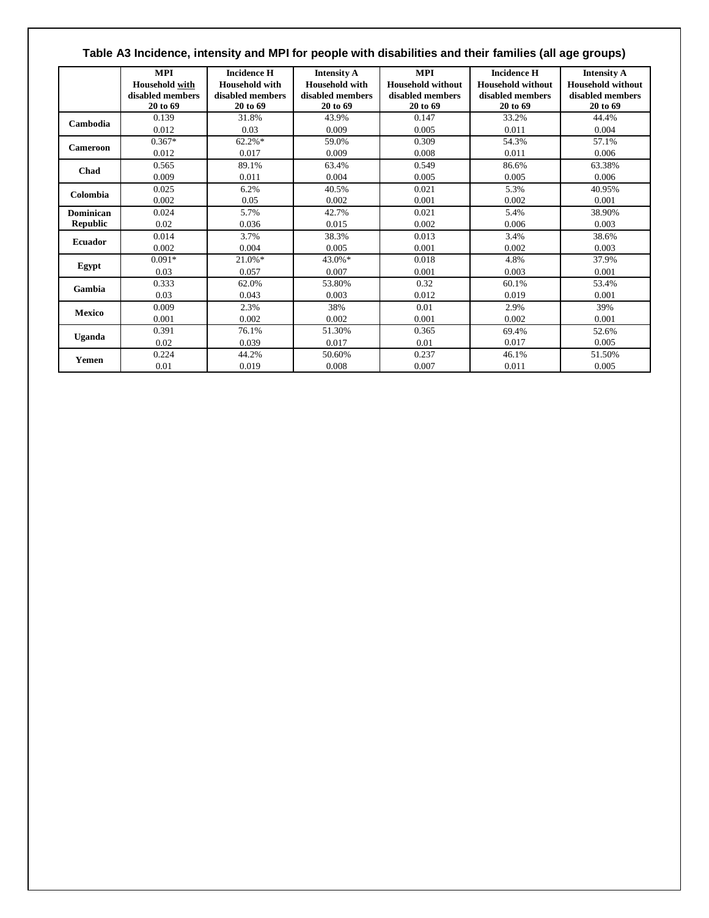## Table A3 Incidence, intensity and MPI for people with disabilities and their families (all age groups)

| | MPI Household with disabled members 20 to 69 | Incidence H Household with disabled members 20 to 69 | Intensity A Household with disabled members 20 to 69 | MPI Household without disabled members 20 to 69 | Incidence H Household without disabled members 20 to 69 | Intensity A Household without disabled members 20 to 69 |
|---|---|---|---|---|---|---|
| **Cambodia** | 0.139 | 31.8% | 43.9% | 0.147 | 33.2% | 44.4% |
| | 0.012 | 0.03 | 0.009 | 0.005 | 0.011 | 0.004 |
| **Cameroon** | 0.367* | 62.2%* | 59.0% | 0.309 | 54.3% | 57.1% |
| | 0.012 | 0.017 | 0.009 | 0.008 | 0.011 | 0.006 |
| **Chad** | 0.565 | 89.1% | 63.4% | 0.549 | 86.6% | 63.38% |
| | 0.009 | 0.011 | 0.004 | 0.005 | 0.005 | 0.006 |
| **Colombia** | 0.025 | 6.2% | 40.5% | 0.021 | 5.3% | 40.95% |
| | 0.002 | 0.05 | 0.002 | 0.001 | 0.002 | 0.001 |
| **Dominican Republic** | 0.024 | 5.7% | 42.7% | 0.021 | 5.4% | 38.90% |
| | 0.02 | 0.036 | 0.015 | 0.002 | 0.006 | 0.003 |
| **Ecuador** | 0.014 | 3.7% | 38.3% | 0.013 | 3.4% | 38.6% |
| | 0.002 | 0.004 | 0.005 | 0.001 | 0.002 | 0.003 |
| **Egypt** | 0.091* | 21.0%* | 43.0%* | 0.018 | 4.8% | 37.9% |
| | 0.03 | 0.057 | 0.007 | 0.001 | 0.003 | 0.001 |
| **Gambia** | 0.333 | 62.0% | 53.80% | 0.32 | 60.1% | 53.4% |
| | 0.03 | 0.043 | 0.003 | 0.012 | 0.019 | 0.001 |
| **Mexico** | 0.009 | 2.3% | 38% | 0.01 | 2.9% | 39% |
| | 0.001 | 0.002 | 0.002 | 0.001 | 0.002 | 0.001 |
| **Uganda** | 0.391 | 76.1% | 51.30% | 0.365 | 69.4% | 52.6% |
| | 0.02 | 0.039 | 0.017 | 0.01 | 0.017 | 0.005 |
| **Yemen** | 0.224 | 44.2% | 50.60% | 0.237 | 46.1% | 51.50% |
| | 0.01 | 0.019 | 0.008 | 0.007 | 0.011 | 0.005 |